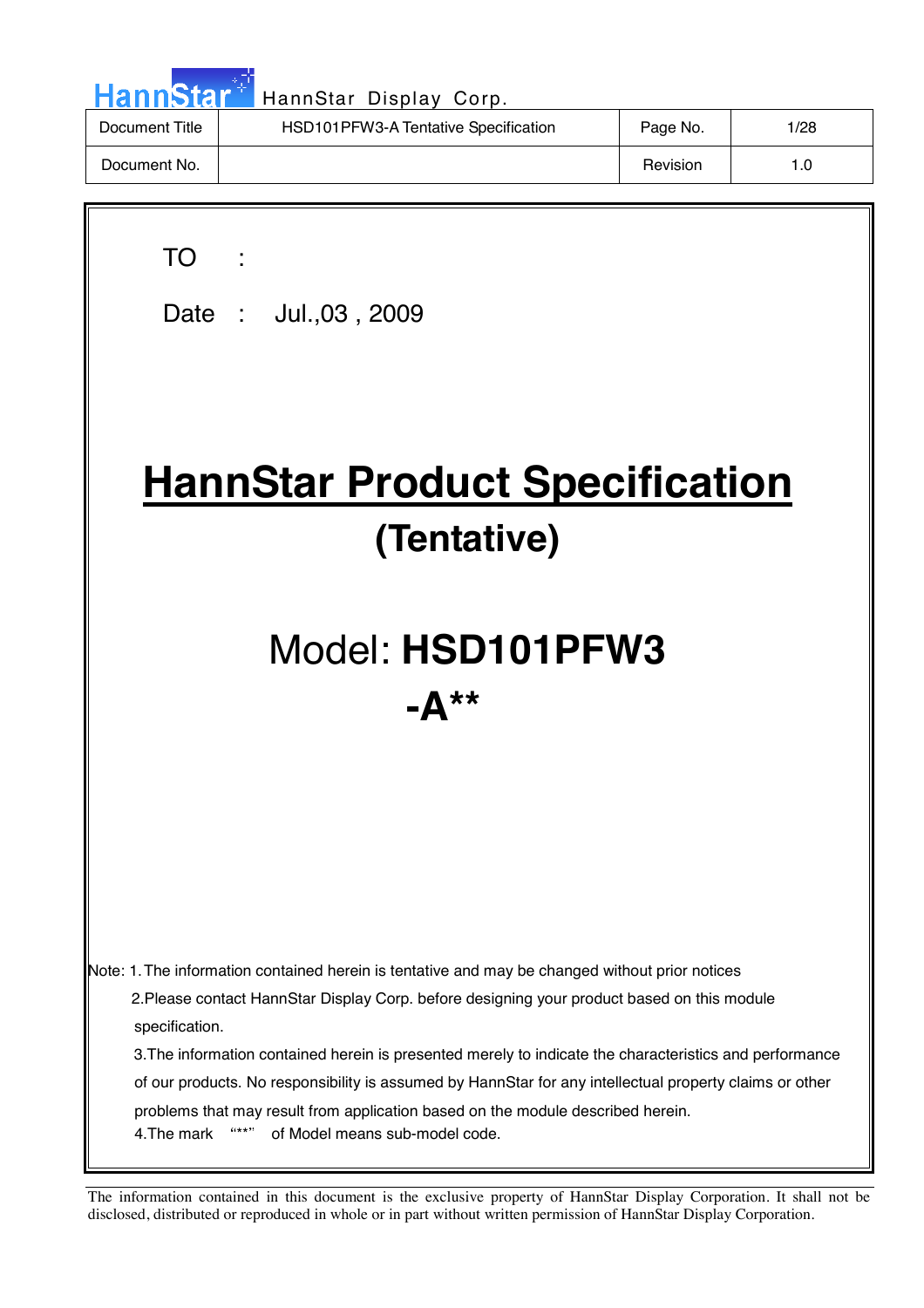HannStar Display Corp.

| Document Title | HSD101PFW3-A Tentative Specification | Page No. | 1/28 |
|---|---|---|---|
| Document No. | | Revision | 1.0 |

TO :

Date : Jul.,03 , 2009

# HannStar Product Specification

## (Tentative)

# Model: **HSD101PFW3 -A****

Note: 1. The information contained herein is tentative and may be changed without prior notices

2.Please contact HannStar Display Corp. before designing your product based on this module specification.

3.The information contained herein is presented merely to indicate the characteristics and performance of our products. No responsibility is assumed by HannStar for any intellectual property claims or other problems that may result from application based on the module described herein.

4.The mark "**" of Model means sub-model code.

The information contained in this document is the exclusive property of HannStar Display Corporation. It shall not be disclosed, distributed or reproduced in whole or in part without written permission of HannStar Display Corporation.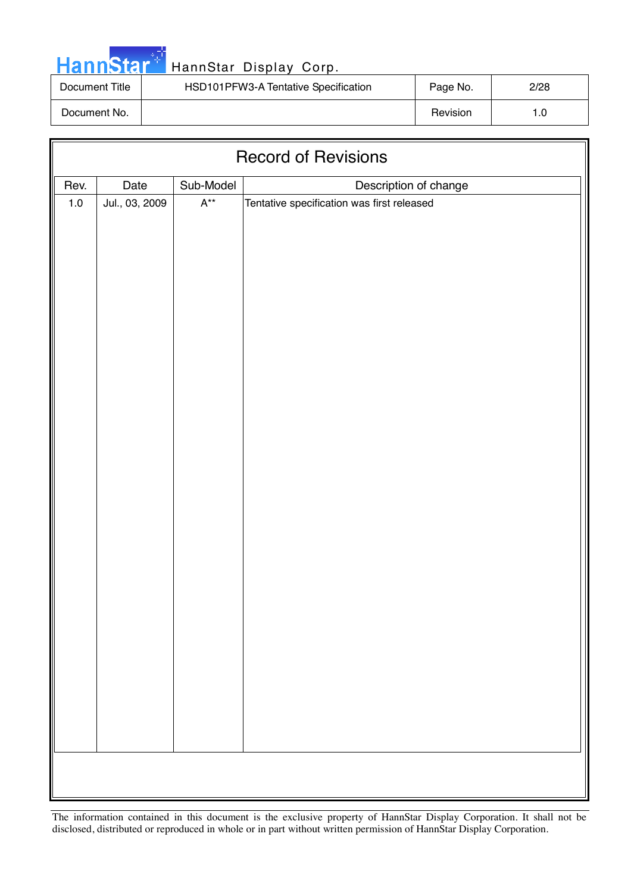# Record of Revisions

| Rev. | Date | Sub-Model | Description of change |
|---|---|---|---|
| 1.0 | Jul., 03, 2009 | A** | Tentative specification was first released |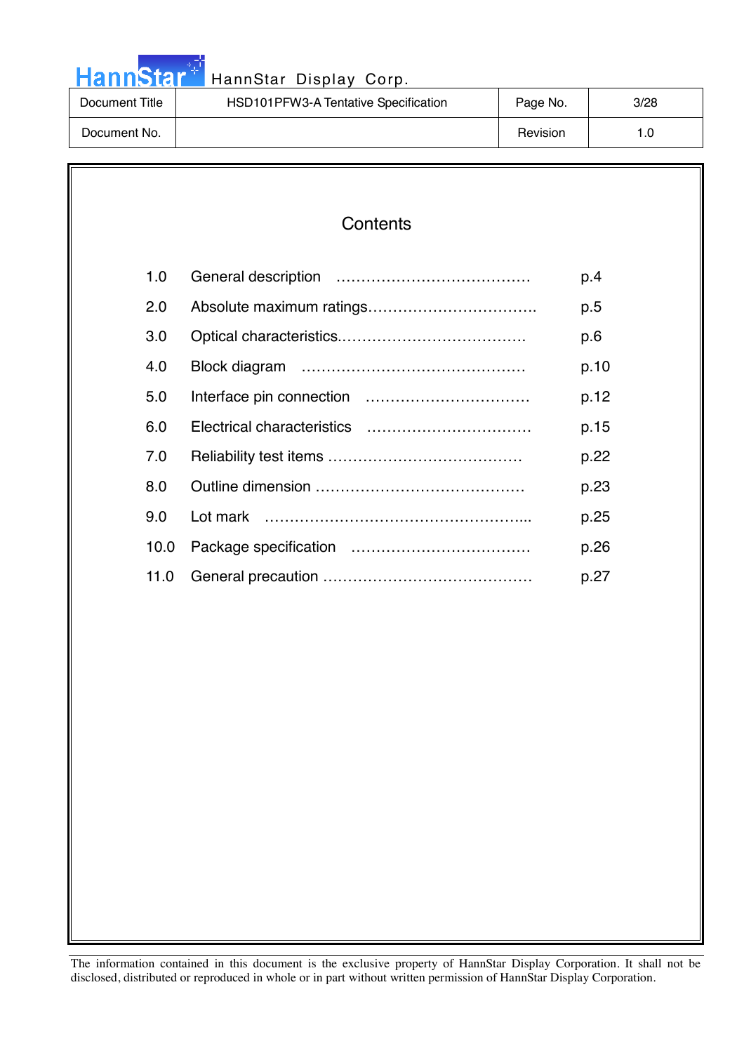# Contents

| | | |
|---|---|---|
| 1.0 | General description ………………………………… | p.4 |
| 2.0 | Absolute maximum ratings……………………………. | p.5 |
| 3.0 | Optical characteristics………………………………. | p.6 |
| 4.0 | Block diagram ……………………………………… | p.10 |
| 5.0 | Interface pin connection …………………………… | p.12 |
| 6.0 | Electrical characteristics …………………………… | p.15 |
| 7.0 | Reliability test items ………………………………… | p.22 |
| 8.0 | Outline dimension …………………………………… | p.23 |
| 9.0 | Lot mark ……………………………………………... | p.25 |
| 10.0 | Package specification ……………………………… | p.26 |
| 11.0 | General precaution …………………………………… | p.27 |

The information contained in this document is the exclusive property of HannStar Display Corporation. It shall not be disclosed, distributed or reproduced in whole or in part without written permission of HannStar Display Corporation.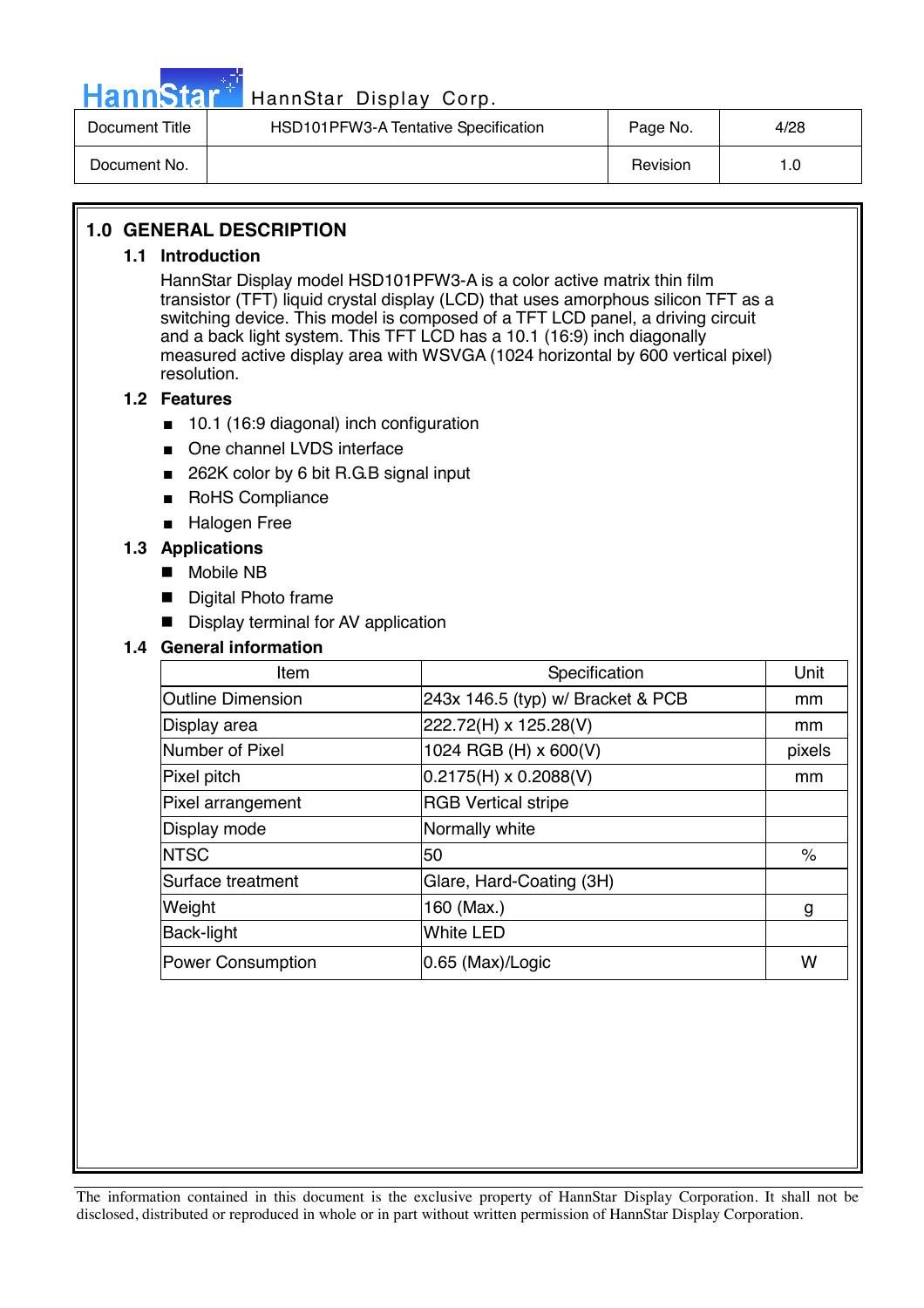# 1.0 GENERAL DESCRIPTION

## 1.1 Introduction

HannStar Display model HSD101PFW3-A is a color active matrix thin film transistor (TFT) liquid crystal display (LCD) that uses amorphous silicon TFT as a switching device. This model is composed of a TFT LCD panel, a driving circuit and a back light system. This TFT LCD has a 10.1 (16:9) inch diagonally measured active display area with WSVGA (1024 horizontal by 600 vertical pixel) resolution.

## 1.2 Features

- 10.1 (16:9 diagonal) inch configuration
- One channel LVDS interface
- 262K color by 6 bit R.G.B signal input
- RoHS Compliance
- Halogen Free

## 1.3 Applications

- Mobile NB
- Digital Photo frame
- Display terminal for AV application

## 1.4 General information

| Item | Specification | Unit |
|---|---|---|
| Outline Dimension | 243x 146.5 (typ) w/ Bracket & PCB | mm |
| Display area | 222.72(H) x 125.28(V) | mm |
| Number of Pixel | 1024 RGB (H) x 600(V) | pixels |
| Pixel pitch | 0.2175(H) x 0.2088(V) | mm |
| Pixel arrangement | RGB Vertical stripe | |
| Display mode | Normally white | |
| NTSC | 50 | % |
| Surface treatment | Glare, Hard-Coating (3H) | |
| Weight | 160 (Max.) | g |
| Back-light | White LED | |
| Power Consumption | 0.65 (Max)/Logic | W |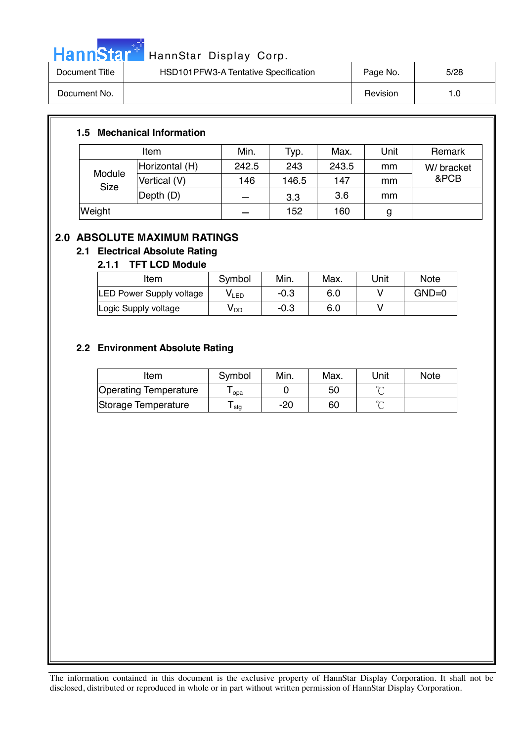### 1.5 Mechanical Information

| Item | | Min. | Typ. | Max. | Unit | Remark |
|---|---|---|---|---|---|---|
| Module Size | Horizontal (H) | 242.5 | 243 | 243.5 | mm | W/ bracket &PCB |
| | Vertical (V) | 146 | 146.5 | 147 | mm | |
| | Depth (D) | — | 3.3 | 3.6 | mm | |
| Weight | | — | 152 | 160 | g | |

## 2.0 ABSOLUTE MAXIMUM RATINGS

### 2.1 Electrical Absolute Rating

#### 2.1.1 TFT LCD Module

| Item | Symbol | Min. | Max. | Unit | Note |
|---|---|---|---|---|---|
| LED Power Supply voltage | $V_{LED}$ | -0.3 | 6.0 | V | GND=0 |
| Logic Supply voltage | $V_{DD}$ | -0.3 | 6.0 | V | |

### 2.2 Environment Absolute Rating

| Item | Symbol | Min. | Max. | Unit | Note |
|---|---|---|---|---|---|
| Operating Temperature | $T_{opa}$ | 0 | 50 | ℃ | |
| Storage Temperature | $T_{stg}$ | -20 | 60 | ℃ | |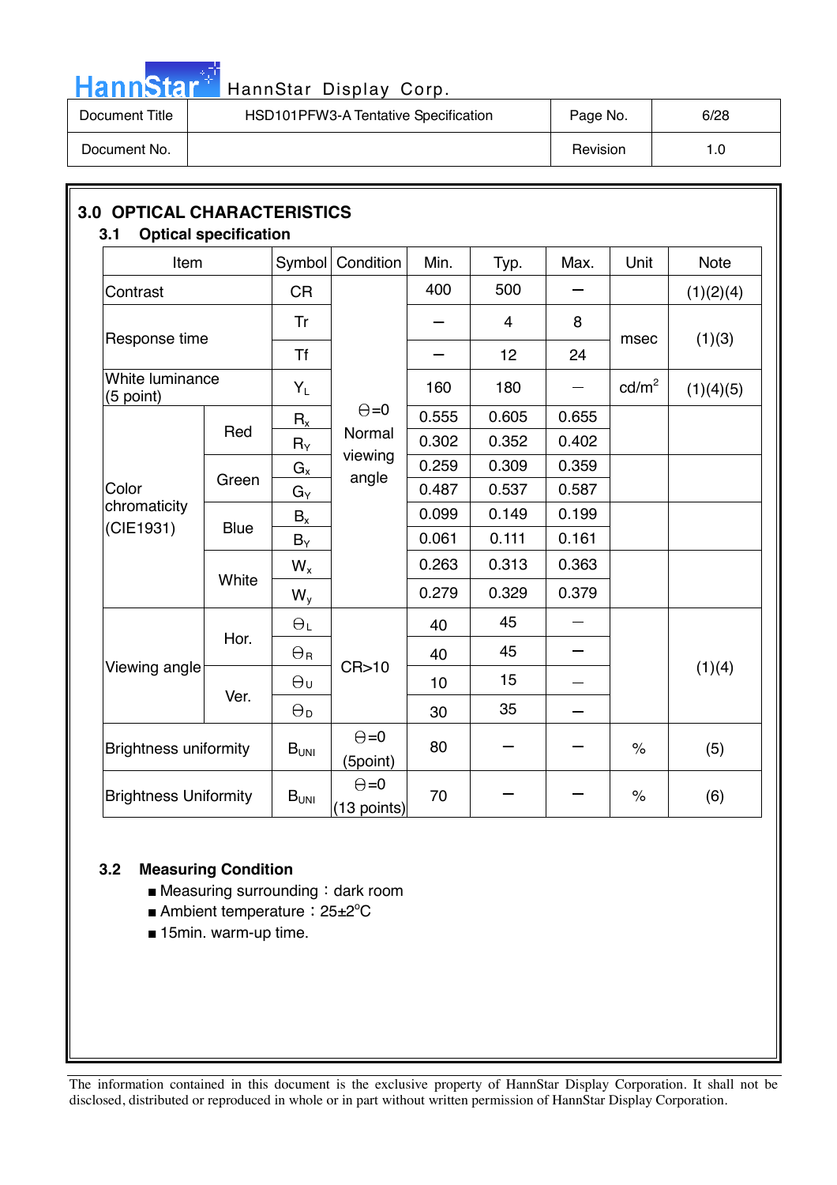## 3.0 OPTICAL CHARACTERISTICS

### 3.1 Optical specification

| Item | | Symbol | Condition | Min. | Typ. | Max. | Unit | Note |
|---|---|---|---|---|---|---|---|---|
| Contrast | | CR | Θ=0 Normal viewing angle | 400 | 500 | – | | (1)(2)(4) |
| Response time | | Tr | | – | 4 | 8 | msec | (1)(3) |
| | | Tf | | – | 12 | 24 | | |
| White luminance (5 point) | | $Y_L$ | | 160 | 180 | – | cd/m² | (1)(4)(5) |
| Color chromaticity (CIE1931) | Red | $R_x$ | | 0.555 | 0.605 | 0.655 | | |
| | | $R_Y$ | | 0.302 | 0.352 | 0.402 | | |
| | Green | $G_x$ | | 0.259 | 0.309 | 0.359 | | |
| | | $G_Y$ | | 0.487 | 0.537 | 0.587 | | |
| | Blue | $B_x$ | | 0.099 | 0.149 | 0.199 | | |
| | | $B_Y$ | | 0.061 | 0.111 | 0.161 | | |
| | White | $W_x$ | | 0.263 | 0.313 | 0.363 | | |
| | | $W_y$ | | 0.279 | 0.329 | 0.379 | | |
| Viewing angle | Hor. | $Θ_L$ | CR>10 | 40 | 45 | – | | (1)(4) |
| | | $Θ_R$ | | 40 | 45 | – | | |
| | Ver. | $Θ_U$ | | 10 | 15 | – | | |
| | | $Θ_D$ | | 30 | 35 | – | | |
| Brightness uniformity | | $B_{UNI}$ | Θ=0 (5point) | 80 | – | – | % | (5) |
| Brightness Uniformity | | $B_{UNI}$ | Θ=0 (13 points) | 70 | – | – | % | (6) |

### 3.2 Measuring Condition

- Measuring surrounding：dark room
- Ambient temperature：25±2°C
- 15min. warm-up time.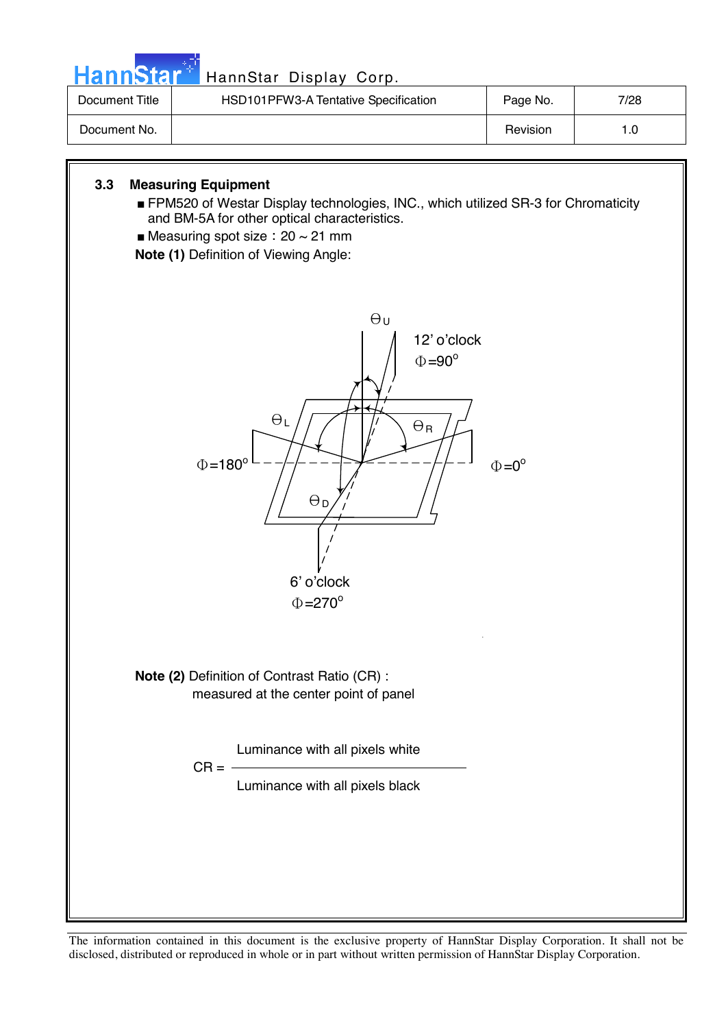### 3.3 Measuring Equipment

- FPM520 of Westar Display technologies, INC., which utilized SR-3 for Chromaticity and BM-5A for other optical characteristics.
- Measuring spot size：20 ~ 21 mm

**Note (1)** Definition of Viewing Angle:

$\Theta_U$

12' o'clock
$\Phi=90^o$

$\Theta_L$

$\Theta_R$

$\Phi=180^o$

$\Phi=0^o$

$\Theta_D$

6' o'clock
$\Phi=270^o$

**Note (2)** Definition of Contrast Ratio (CR) :
measured at the center point of panel

$$CR = \frac{\text{Luminance with all pixels white}}{\text{Luminance with all pixels black}}$$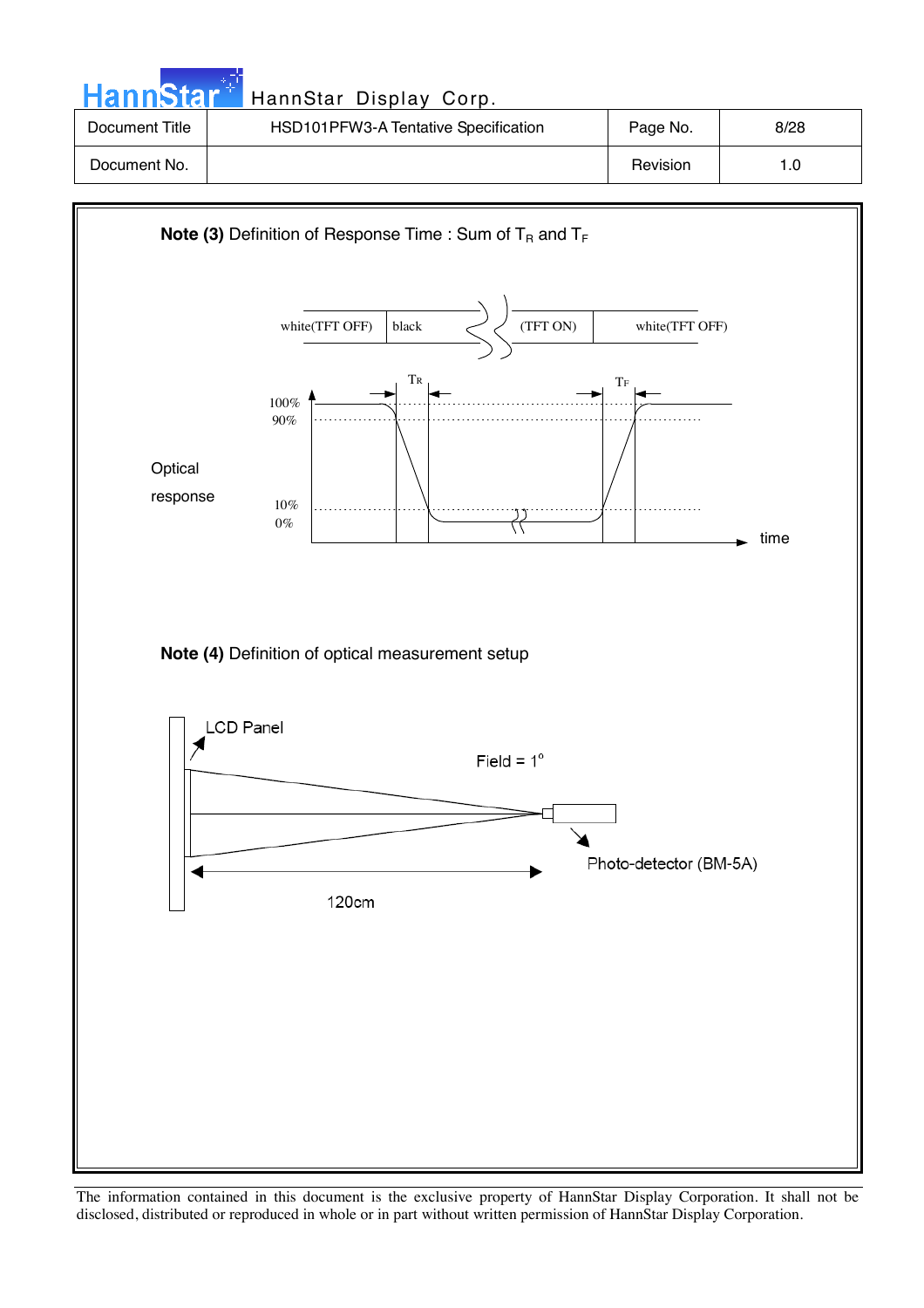**Note (3)** Definition of Response Time : Sum of $T_R$ and $T_F$

white(TFT OFF) | black | (TFT ON) | white(TFT OFF)

$T_R$ $T_F$

100%
90%

Optical response

10%
0%

time

**Note (4)** Definition of optical measurement setup

LCD Panel

Field = 1°

Photo-detector (BM-5A)

120cm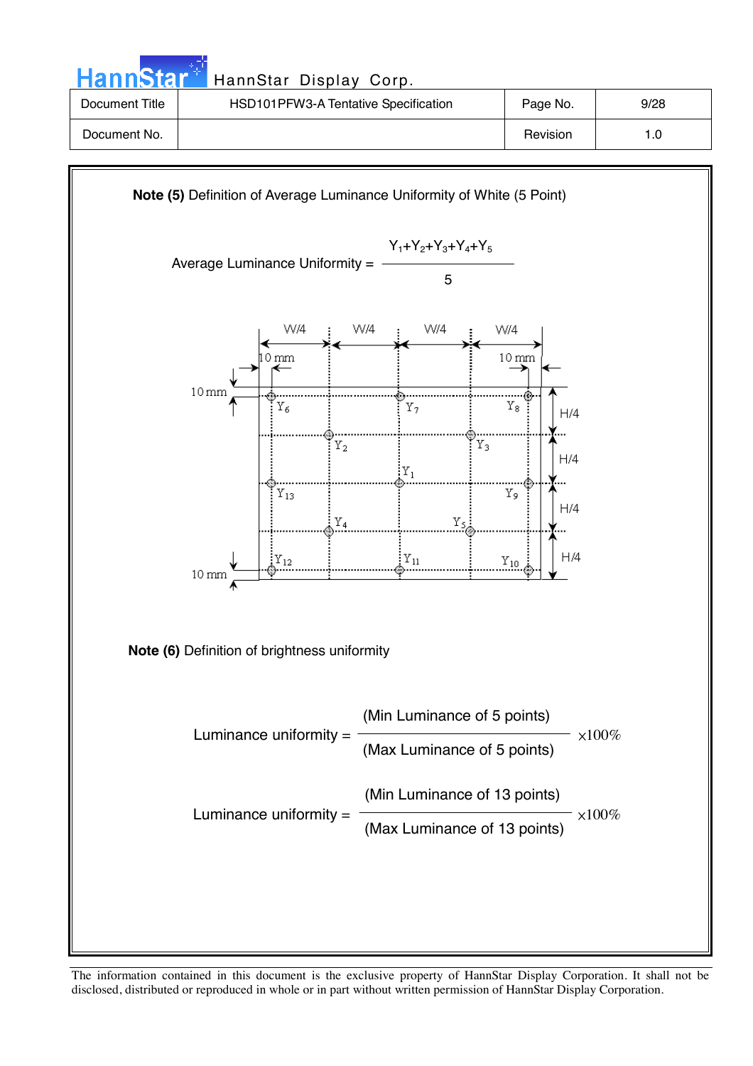**Note (5)** Definition of Average Luminance Uniformity of White (5 Point)

$$\text{Average Luminance Uniformity} = \frac{Y_1+Y_2+Y_3+Y_4+Y_5}{5}$$

W/4 W/4 W/4 W/4

10 mm 10 mm

10 mm

$Y_6$ $Y_7$ $Y_8$ H/4

$Y_2$ $Y_3$ H/4

$Y_1$

$Y_{13}$ $Y_9$ H/4

$Y_4$ $Y_5$

$Y_{12}$ $Y_{11}$ $Y_{10}$ H/4

10 mm

**Note (6)** Definition of brightness uniformity

$$\text{Luminance uniformity} = \frac{\text{(Min Luminance of 5 points)}}{\text{(Max Luminance of 5 points)}} \times 100\%$$

$$\text{Luminance uniformity} = \frac{\text{(Min Luminance of 13 points)}}{\text{(Max Luminance of 13 points)}} \times 100\%$$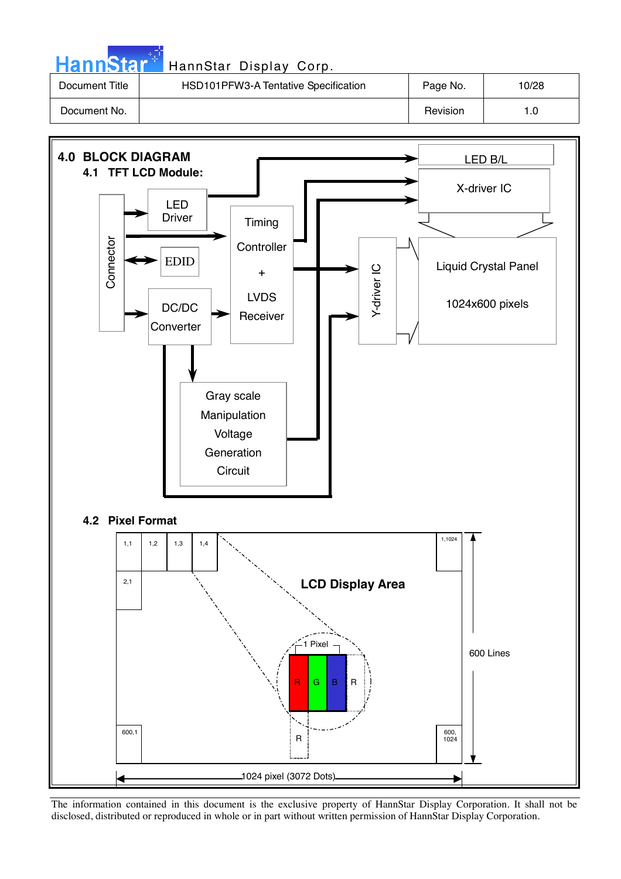## 4.0 BLOCK DIAGRAM

### 4.1 TFT LCD Module:

Connector

LED Driver

EDID

DC/DC Converter

Timing Controller + LVDS Receiver

Gray scale Manipulation Voltage Generation Circuit

LED B/L

X-driver IC

Y-driver IC

Liquid Crystal Panel

1024x600 pixels

### 4.2 Pixel Format

1,1 1,2 1,3 1,4 1,1024

2,1

LCD Display Area

1 Pixel

R G B R

R

600,1 600, 1024

600 Lines

1024 pixel (3072 Dots)

The information contained in this document is the exclusive property of HannStar Display Corporation. It shall not be disclosed, distributed or reproduced in whole or in part without written permission of HannStar Display Corporation.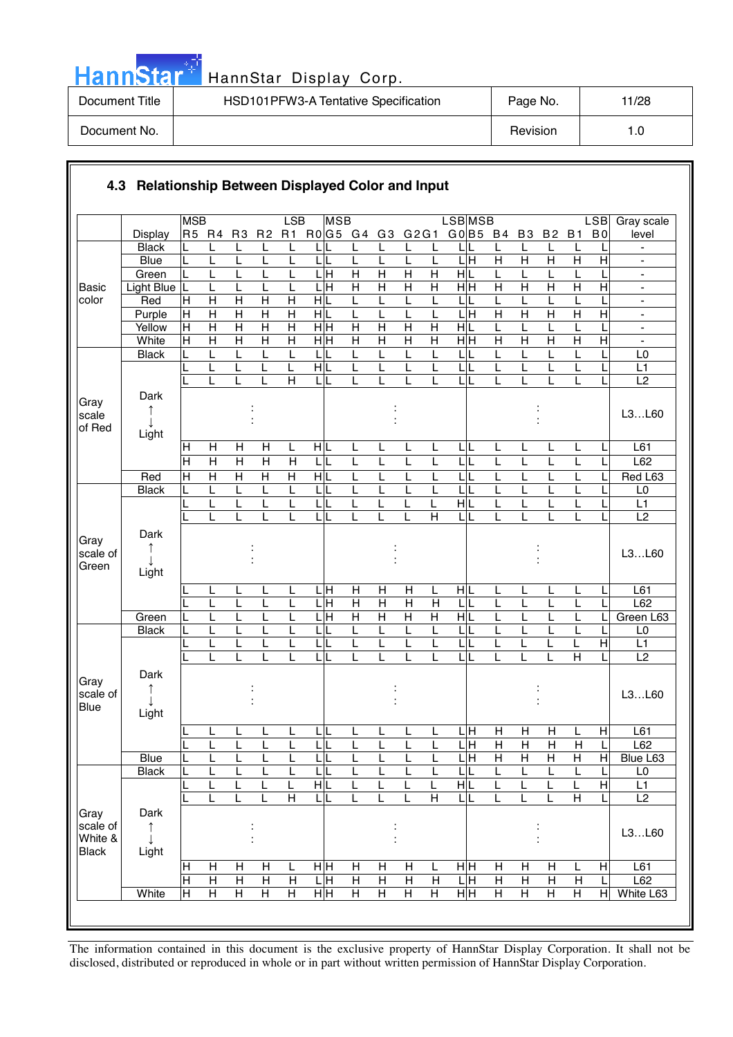### 4.3 Relationship Between Displayed Color and Input

| | Display | R5 (MSB) | R4 | R3 | R2 | R1 | R0 (LSB) | G5 (MSB) | G4 | G3 | G2 | G1 | G0 (LSB) | B5 (MSB) | B4 | B3 | B2 | B1 | B0 (LSB) | Gray scale level |
|---|---|---|---|---|---|---|---|---|---|---|---|---|---|---|---|---|---|---|---|---|
| Basic color | Black | L | L | L | L | L | L | L | L | L | L | L | L | L | L | L | L | L | L | - |
| | Blue | L | L | L | L | L | L | L | L | L | L | L | L | H | H | H | H | H | H | - |
| | Green | L | L | L | L | L | L | H | H | H | H | H | H | L | L | L | L | L | L | - |
| | Light Blue | L | L | L | L | L | L | H | H | H | H | H | H | H | H | H | H | H | H | - |
| | Red | H | H | H | H | H | H | L | L | L | L | L | L | L | L | L | L | L | L | - |
| | Purple | H | H | H | H | H | H | L | L | L | L | L | L | H | H | H | H | H | H | - |
| | Yellow | H | H | H | H | H | H | H | H | H | H | H | H | L | L | L | L | L | L | - |
| | White | H | H | H | H | H | H | H | H | H | H | H | H | H | H | H | H | H | H | - |
| Gray scale of Red | Black | L | L | L | L | L | L | L | L | L | L | L | L | L | L | L | L | L | L | L0 |
| | | L | L | L | L | L | H | L | L | L | L | L | L | L | L | L | L | L | L | L1 |
| | | L | L | L | L | H | L | L | L | L | L | L | L | L | L | L | L | L | L | L2 |
| | Dark ↑ ↓ Light | | | : | | | | | | : | | | | | | : | | | | L3…L60 |
| | | H | H | H | H | L | H | L | L | L | L | L | L | L | L | L | L | L | L | L61 |
| | | H | H | H | H | H | L | L | L | L | L | L | L | L | L | L | L | L | L | L62 |
| | Red | H | H | H | H | H | H | L | L | L | L | L | L | L | L | L | L | L | L | Red L63 |
| Gray scale of Green | Black | L | L | L | L | L | L | L | L | L | L | L | L | L | L | L | L | L | L | L0 |
| | | L | L | L | L | L | L | L | L | L | L | L | H | L | L | L | L | L | L | L1 |
| | | L | L | L | L | L | L | L | L | L | L | H | L | L | L | L | L | L | L | L2 |
| | Dark ↑ ↓ Light | | | : | | | | | | : | | | | | | : | | | | L3…L60 |
| | | L | L | L | L | L | L | H | H | H | H | L | H | L | L | L | L | L | L | L61 |
| | | L | L | L | L | L | L | H | H | H | H | H | L | L | L | L | L | L | L | L62 |
| | Green | L | L | L | L | L | L | H | H | H | H | H | H | L | L | L | L | L | L | Green L63 |
| Gray scale of Blue | Black | L | L | L | L | L | L | L | L | L | L | L | L | L | L | L | L | L | L | L0 |
| | | L | L | L | L | L | L | L | L | L | L | L | L | L | L | L | L | L | H | L1 |
| | | L | L | L | L | L | L | L | L | L | L | L | L | L | L | L | L | H | L | L2 |
| | Dark ↑ ↓ Light | | | : | | | | | | : | | | | | | : | | | | L3…L60 |
| | | L | L | L | L | L | L | L | L | L | L | L | L | H | H | H | H | L | H | L61 |
| | | L | L | L | L | L | L | L | L | L | L | L | L | H | H | H | H | H | L | L62 |
| | Blue | L | L | L | L | L | L | L | L | L | L | L | L | H | H | H | H | H | H | Blue L63 |
| Gray scale of White & Black | Black | L | L | L | L | L | L | L | L | L | L | L | L | L | L | L | L | L | L | L0 |
| | | L | L | L | L | L | H | L | L | L | L | L | H | L | L | L | L | L | H | L1 |
| | | L | L | L | L | H | L | L | L | L | L | H | L | L | L | L | L | H | L | L2 |
| | Dark ↑ ↓ Light | | | : | | | | | | : | | | | | | : | | | | L3…L60 |
| | | H | H | H | H | L | H | H | H | H | H | L | H | H | H | H | H | L | H | L61 |
| | | H | H | H | H | H | L | H | H | H | H | H | L | H | H | H | H | H | L | L62 |
| | White | H | H | H | H | H | H | H | H | H | H | H | H | H | H | H | H | H | H | White L63 |

The information contained in this document is the exclusive property of HannStar Display Corporation. It shall not be disclosed, distributed or reproduced in whole or in part without written permission of HannStar Display Corporation.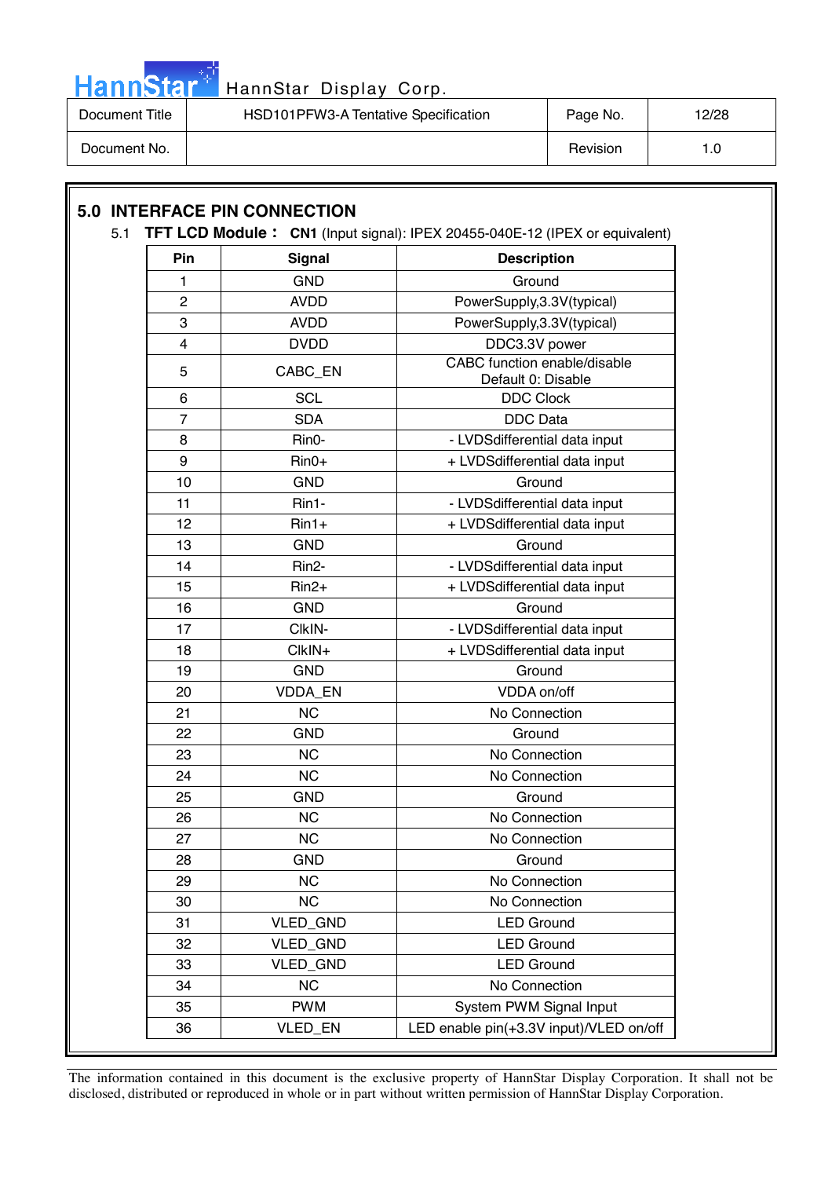## 5.0 INTERFACE PIN CONNECTION

5.1 **TFT LCD Module： CN1** (Input signal): IPEX 20455-040E-12 (IPEX or equivalent)

| Pin | Signal | Description |
|---|---|---|
| 1 | GND | Ground |
| 2 | AVDD | PowerSupply,3.3V(typical) |
| 3 | AVDD | PowerSupply,3.3V(typical) |
| 4 | DVDD | DDC3.3V power |
| 5 | CABC_EN | CABC function enable/disable Default 0: Disable |
| 6 | SCL | DDC Clock |
| 7 | SDA | DDC Data |
| 8 | Rin0- | - LVDSdifferential data input |
| 9 | Rin0+ | + LVDSdifferential data input |
| 10 | GND | Ground |
| 11 | Rin1- | - LVDSdifferential data input |
| 12 | Rin1+ | + LVDSdifferential data input |
| 13 | GND | Ground |
| 14 | Rin2- | - LVDSdifferential data input |
| 15 | Rin2+ | + LVDSdifferential data input |
| 16 | GND | Ground |
| 17 | ClkIN- | - LVDSdifferential data input |
| 18 | ClkIN+ | + LVDSdifferential data input |
| 19 | GND | Ground |
| 20 | VDDA_EN | VDDA on/off |
| 21 | NC | No Connection |
| 22 | GND | Ground |
| 23 | NC | No Connection |
| 24 | NC | No Connection |
| 25 | GND | Ground |
| 26 | NC | No Connection |
| 27 | NC | No Connection |
| 28 | GND | Ground |
| 29 | NC | No Connection |
| 30 | NC | No Connection |
| 31 | VLED_GND | LED Ground |
| 32 | VLED_GND | LED Ground |
| 33 | VLED_GND | LED Ground |
| 34 | NC | No Connection |
| 35 | PWM | System PWM Signal Input |
| 36 | VLED_EN | LED enable pin(+3.3V input)/VLED on/off |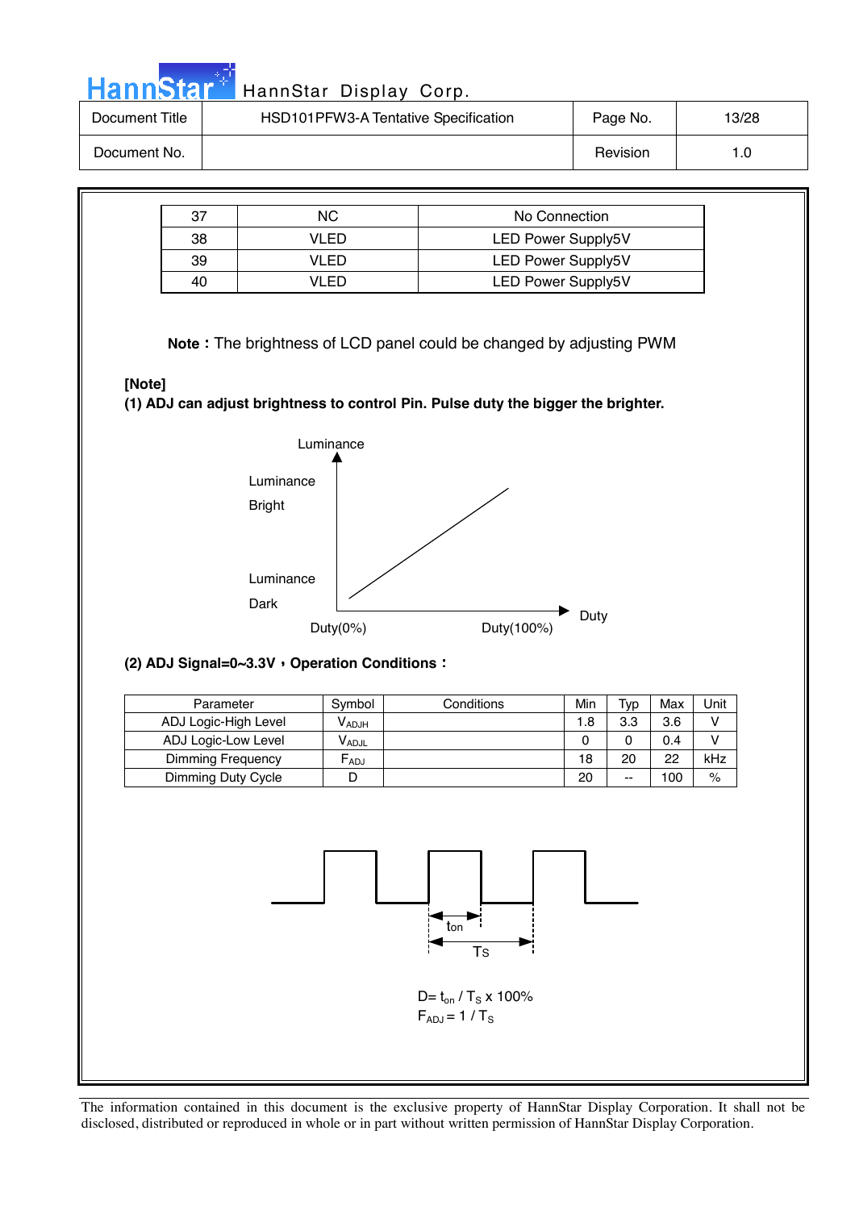| 37 | NC | No Connection |
|---|---|---|
| 38 | VLED | LED Power Supply5V |
| 39 | VLED | LED Power Supply5V |
| 40 | VLED | LED Power Supply5V |

**Note :** The brightness of LCD panel could be changed by adjusting PWM

**[Note]**

**(1) ADJ can adjust brightness to control Pin. Pulse duty the bigger the brighter.**

Luminance

Luminance Bright

Luminance Dark

Duty(0%) Duty(100%) Duty

**(2) ADJ Signal=0~3.3V，Operation Conditions：**

| Parameter | Symbol | Conditions | Min | Typ | Max | Unit |
|---|---|---|---|---|---|---|
| ADJ Logic-High Level | $V_{ADJH}$ | | 1.8 | 3.3 | 3.6 | V |
| ADJ Logic-Low Level | $V_{ADJL}$ | | 0 | 0 | 0.4 | V |
| Dimming Frequency | $F_{ADJ}$ | | 18 | 20 | 22 | kHz |
| Dimming Duty Cycle | D | | 20 | -- | 100 | % |

$t_{on}$

$T_S$

$D = t_{on} / T_S \times 100\%$

$F_{ADJ} = 1 / T_S$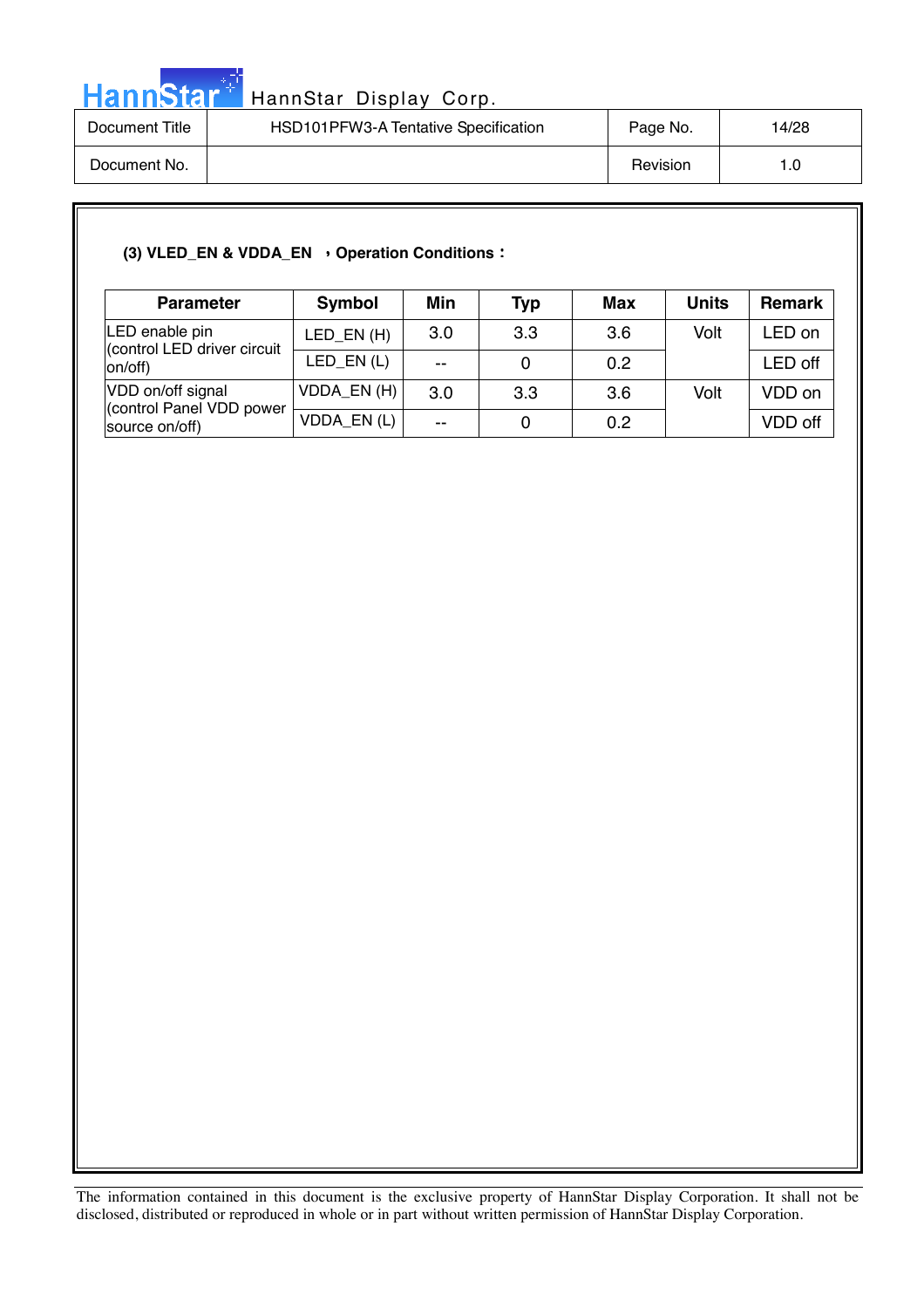**(3) VLED_EN & VDDA_EN ， Operation Conditions：**

| Parameter | Symbol | Min | Typ | Max | Units | Remark |
|---|---|---|---|---|---|---|
| LED enable pin (control LED driver circuit on/off) | LED_EN (H) | 3.0 | 3.3 | 3.6 | Volt | LED on |
| | LED_EN (L) | -- | 0 | 0.2 | | LED off |
| VDD on/off signal (control Panel VDD power source on/off) | VDDA_EN (H) | 3.0 | 3.3 | 3.6 | Volt | VDD on |
| | VDDA_EN (L) | -- | 0 | 0.2 | | VDD off |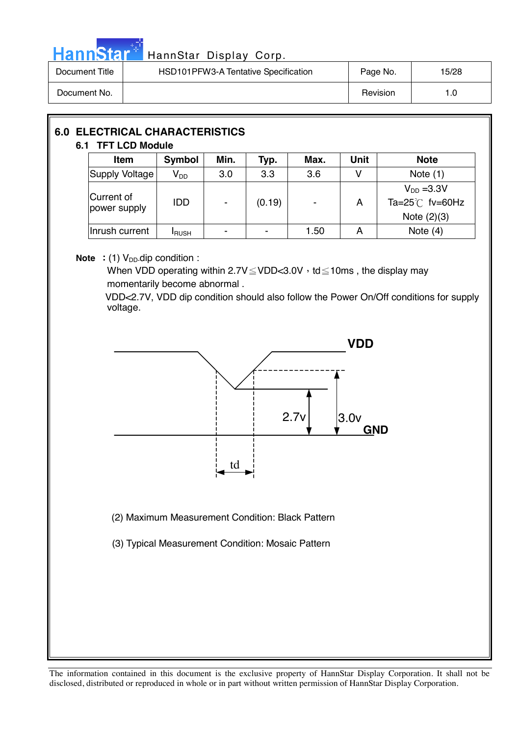## 6.0 ELECTRICAL CHARACTERISTICS

### 6.1 TFT LCD Module

| Item | Symbol | Min. | Typ. | Max. | Unit | Note |
|---|---|---|---|---|---|---|
| Supply Voltage | $V_{DD}$ | 3.0 | 3.3 | 3.6 | V | Note (1) |
| Current of power supply | IDD | - | (0.19) | - | A | $V_{DD}$ =3.3V Ta=25℃ fv=60Hz Note (2)(3) |
| Inrush current | $I_{RUSH}$ | - | - | 1.50 | A | Note (4) |

**Note** : (1) $V_{DD}$ dip condition :

When VDD operating within 2.7V≦VDD<3.0V，td≦10ms , the display may momentarily become abnormal .

VDD<2.7V, VDD dip condition should also follow the Power On/Off conditions for supply voltage.

(2) Maximum Measurement Condition: Black Pattern

(3) Typical Measurement Condition: Mosaic Pattern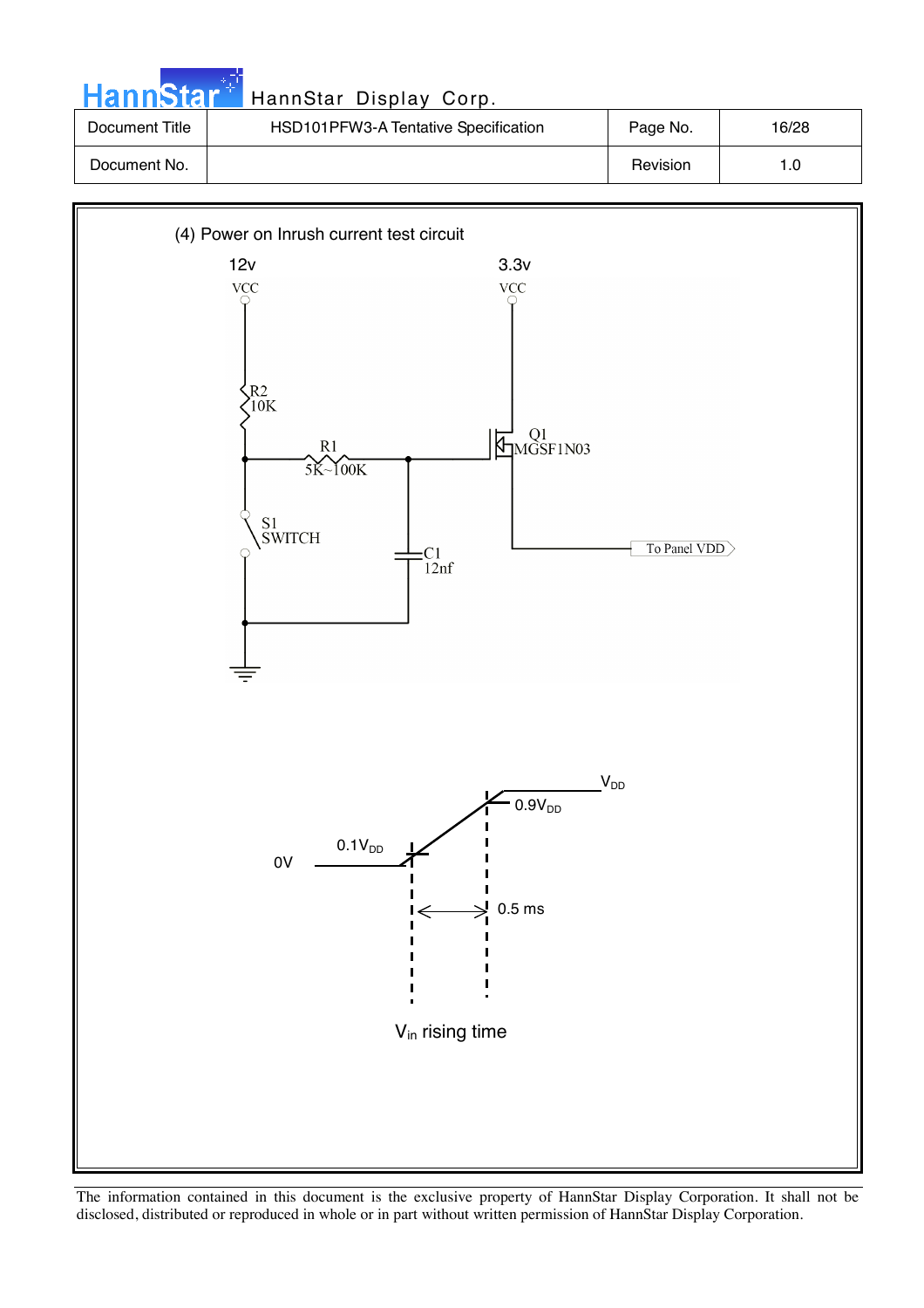(4) Power on Inrush current test circuit

12v

VCC

3.3v

VCC

R2
10K

R1
5K~100K

Q1
MGSF1N03

S1
SWITCH

C1
12nf

To Panel VDD

$V_{DD}$

$0.9V_{DD}$

$0.1V_{DD}$

0V

0.5 ms

$V_{in}$ rising time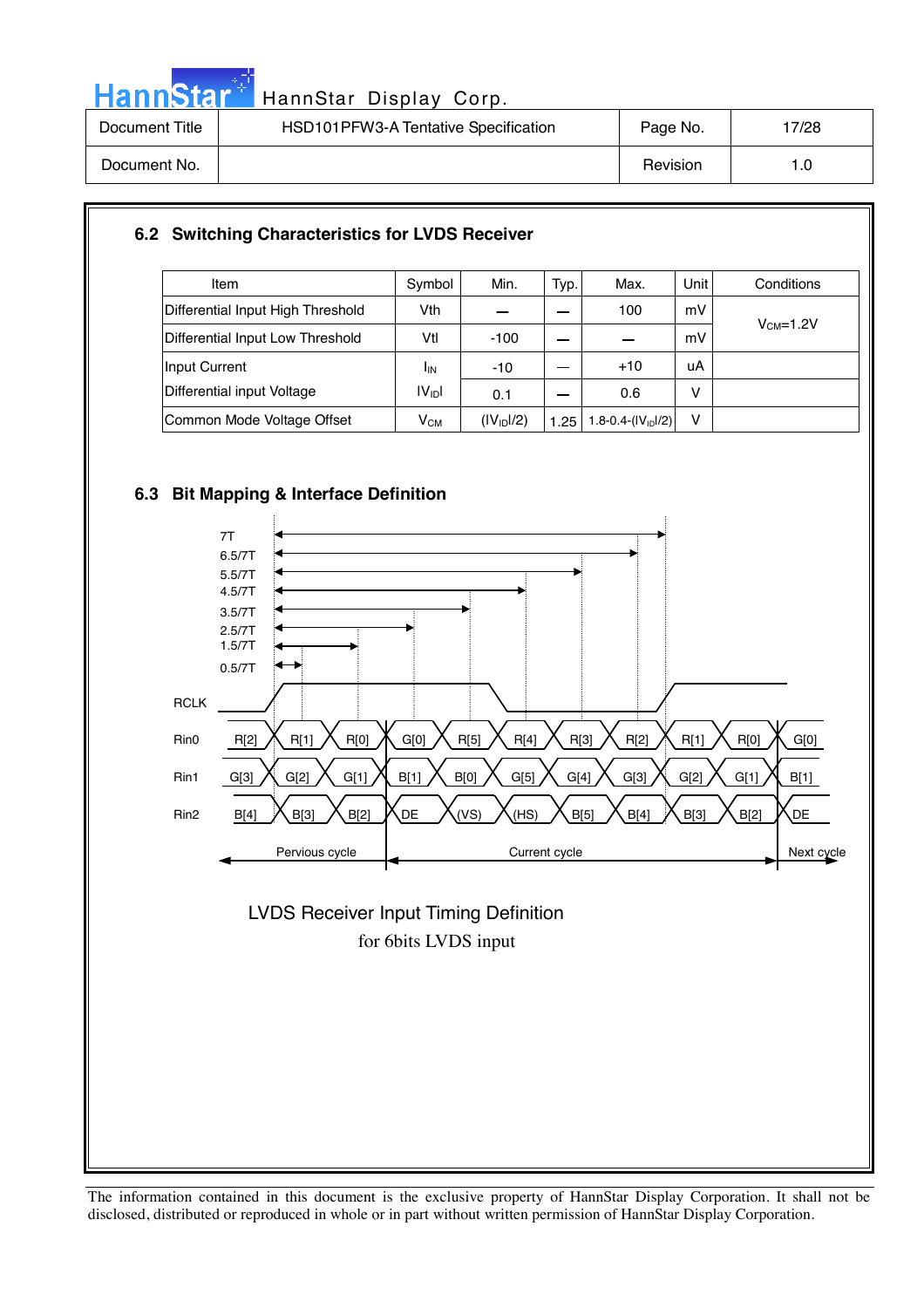## 6.2 Switching Characteristics for LVDS Receiver

| Item | Symbol | Min. | Typ. | Max. | Unit | Conditions |
|---|---|---|---|---|---|---|
| Differential Input High Threshold | Vth | — | — | 100 | mV | $V_{CM}$=1.2V |
| Differential Input Low Threshold | Vtl | -100 | — | — | mV | |
| Input Current | $I_{IN}$ | -10 | — | +10 | uA | |
| Differential input Voltage | $\|V_{ID}\|$ | 0.1 | — | 0.6 | V | |
| Common Mode Voltage Offset | $V_{CM}$ | $(\|V_{ID}\|/2)$ | 1.25 | $1.8-0.4-(\|V_{ID}\|/2)$ | V | |

## 6.3 Bit Mapping & Interface Definition

7T
6.5/7T
5.5/7T
4.5/7T
3.5/7T
2.5/7T
1.5/7T
0.5/7T

RCLK

| Rin0 | R[2] | R[1] | R[0] | G[0] | R[5] | R[4] | R[3] | R[2] | R[1] | R[0] | G[0] |
|---|---|---|---|---|---|---|---|---|---|---|---|
| Rin1 | G[3] | G[2] | G[1] | B[1] | B[0] | G[5] | G[4] | G[3] | G[2] | G[1] | B[1] |
| Rin2 | B[4] | B[3] | B[2] | DE | (VS) | (HS) | B[5] | B[4] | B[3] | B[2] | DE |

Pervious cycle — Current cycle — Next cycle

LVDS Receiver Input Timing Definition
for 6bits LVDS input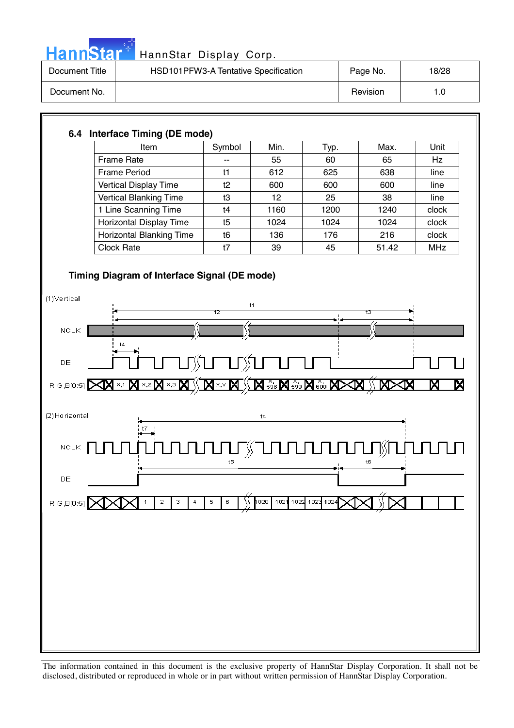### 6.4 Interface Timing (DE mode)

| Item | Symbol | Min. | Typ. | Max. | Unit |
|---|---|---|---|---|---|
| Frame Rate | -- | 55 | 60 | 65 | Hz |
| Frame Period | t1 | 612 | 625 | 638 | line |
| Vertical Display Time | t2 | 600 | 600 | 600 | line |
| Vertical Blanking Time | t3 | 12 | 25 | 38 | line |
| 1 Line Scanning Time | t4 | 1160 | 1200 | 1240 | clock |
| Horizontal Display Time | t5 | 1024 | 1024 | 1024 | clock |
| Horizontal Blanking Time | t6 | 136 | 176 | 216 | clock |
| Clock Rate | t7 | 39 | 45 | 51.42 | MHz |

**Timing Diagram of Interface Signal (DE mode)**

(1)Vertical

t1, t2, t3, t4

NCLK

DE

R,G,B[0:5] X,1 X,2 X,3 X,Y X,598 X,599 X,600

(2)Horizontal

t4, t7

NCLK

t5, t6

DE

R,G,B[0:5] 1 2 3 4 5 6 1020 1021 1022 1023 1024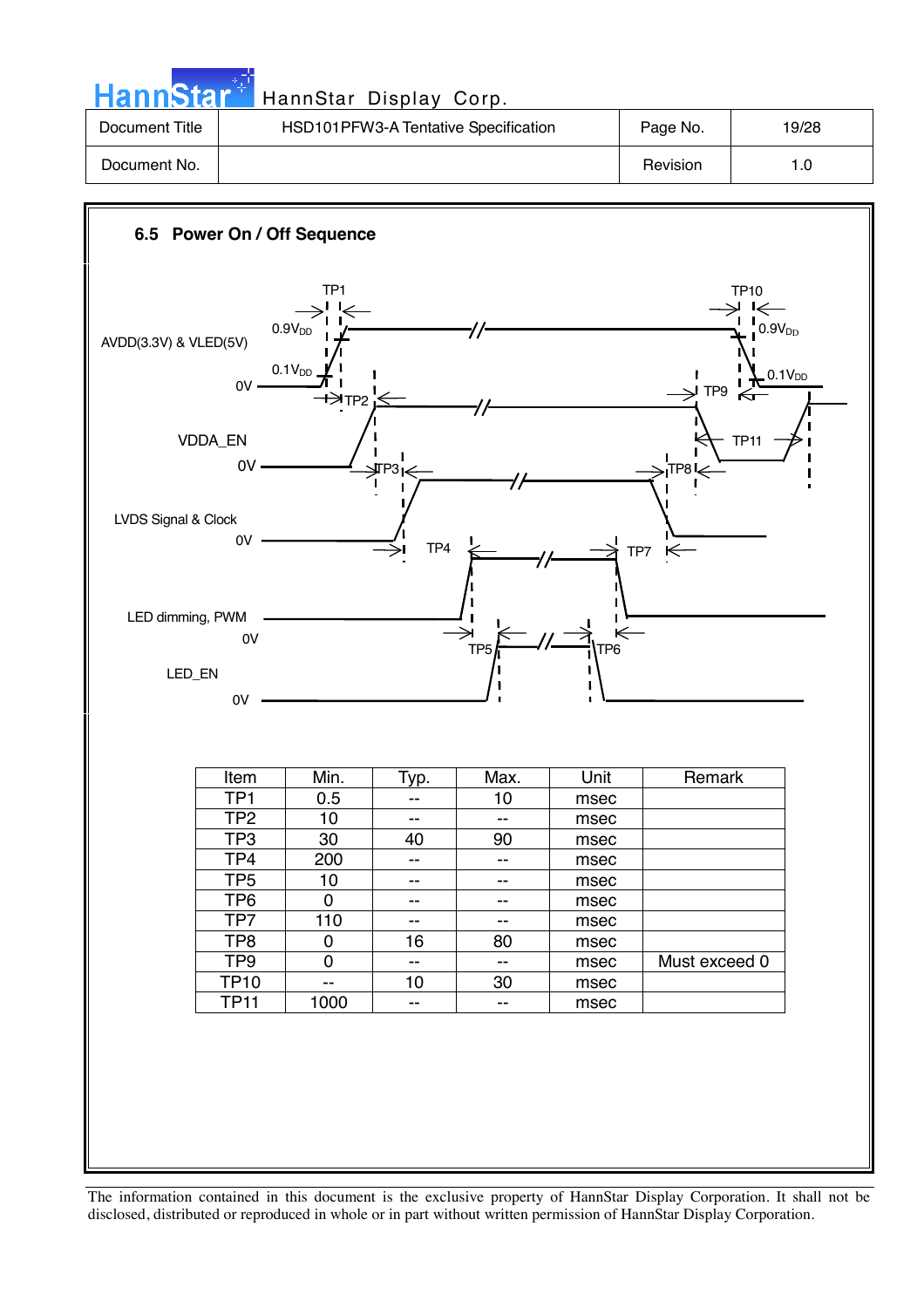## 6.5 Power On / Off Sequence

TP1 TP10

AVDD(3.3V) & VLED(5V) 0.9$V_{DD}$ 0.1$V_{DD}$ 0V

TP2 TP9

VDDA_EN 0V TP11

TP3 TP8

LVDS Signal & Clock 0V

TP4 TP7

LED dimming, PWM 0V

TP5 TP6

LED_EN 0V

| Item | Min. | Typ. | Max. | Unit | Remark |
|---|---|---|---|---|---|
| TP1 | 0.5 | -- | 10 | msec | |
| TP2 | 10 | -- | -- | msec | |
| TP3 | 30 | 40 | 90 | msec | |
| TP4 | 200 | -- | -- | msec | |
| TP5 | 10 | -- | -- | msec | |
| TP6 | 0 | -- | -- | msec | |
| TP7 | 110 | -- | -- | msec | |
| TP8 | 0 | 16 | 80 | msec | |
| TP9 | 0 | -- | -- | msec | Must exceed 0 |
| TP10 | -- | 10 | 30 | msec | |
| TP11 | 1000 | -- | -- | msec | |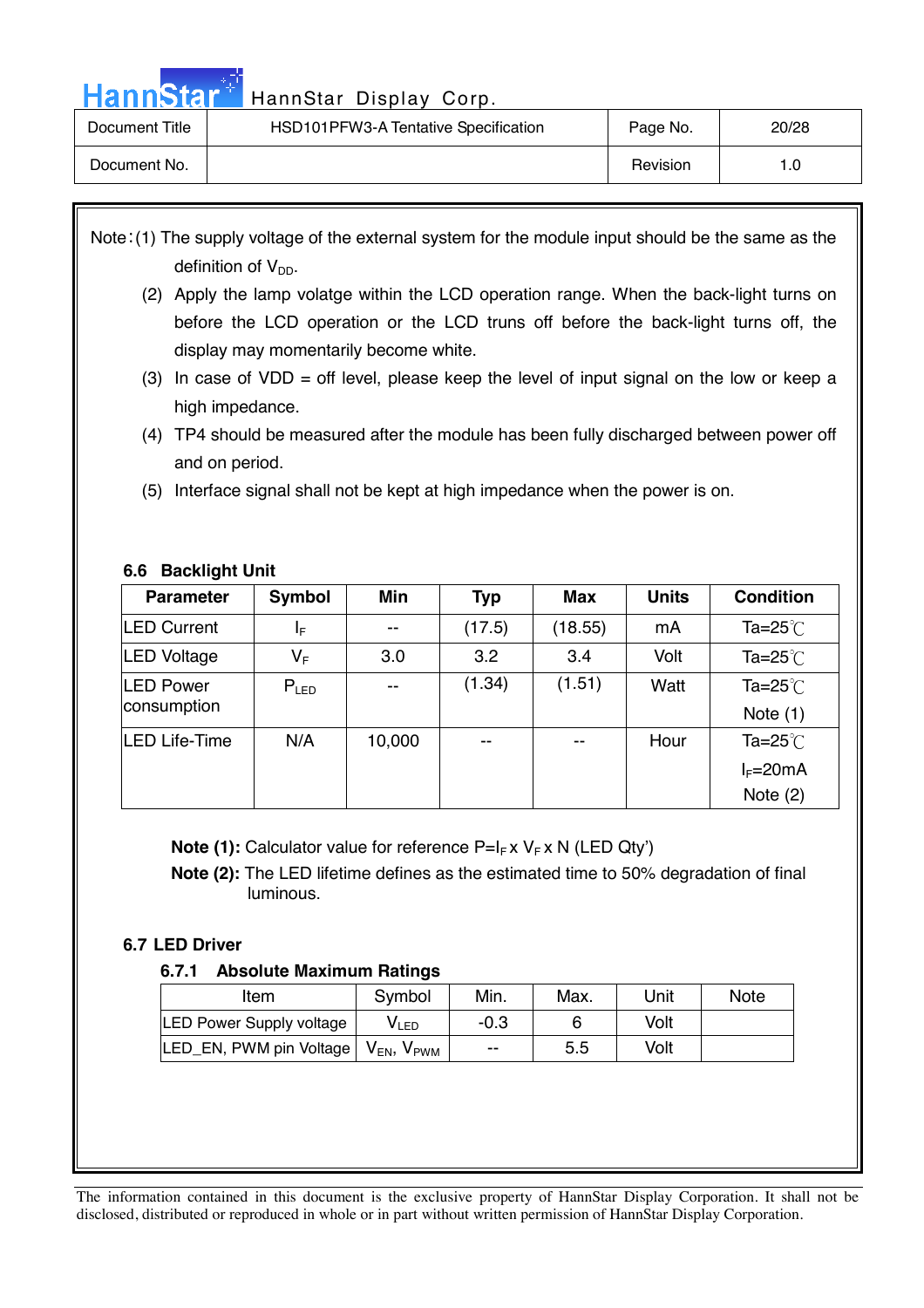Note：(1) The supply voltage of the external system for the module input should be the same as the definition of $V_{DD}$.

(2) Apply the lamp volatge within the LCD operation range. When the back-light turns on before the LCD operation or the LCD truns off before the back-light turns off, the display may momentarily become white.

(3) In case of VDD = off level, please keep the level of input signal on the low or keep a high impedance.

(4) TP4 should be measured after the module has been fully discharged between power off and on period.

(5) Interface signal shall not be kept at high impedance when the power is on.

### 6.6 Backlight Unit

| Parameter | Symbol | Min | Typ | Max | Units | Condition |
|---|---|---|---|---|---|---|
| LED Current | $I_F$ | -- | (17.5) | (18.55) | mA | Ta=25℃ |
| LED Voltage | $V_F$ | 3.0 | 3.2 | 3.4 | Volt | Ta=25℃ |
| LED Power consumption | $P_{LED}$ | -- | (1.34) | (1.51) | Watt | Ta=25℃ Note (1) |
| LED Life-Time | N/A | 10,000 | -- | -- | Hour | Ta=25℃ $I_F$=20mA Note (2) |

**Note (1):** Calculator value for reference $P=I_F \times V_F \times N$ (LED Qty')

**Note (2):** The LED lifetime defines as the estimated time to 50% degradation of final luminous.

### 6.7 LED Driver

#### 6.7.1 Absolute Maximum Ratings

| Item | Symbol | Min. | Max. | Unit | Note |
|---|---|---|---|---|---|
| LED Power Supply voltage | $V_{LED}$ | -0.3 | 6 | Volt | |
| LED_EN, PWM pin Voltage | $V_{EN}$, $V_{PWM}$ | -- | 5.5 | Volt | |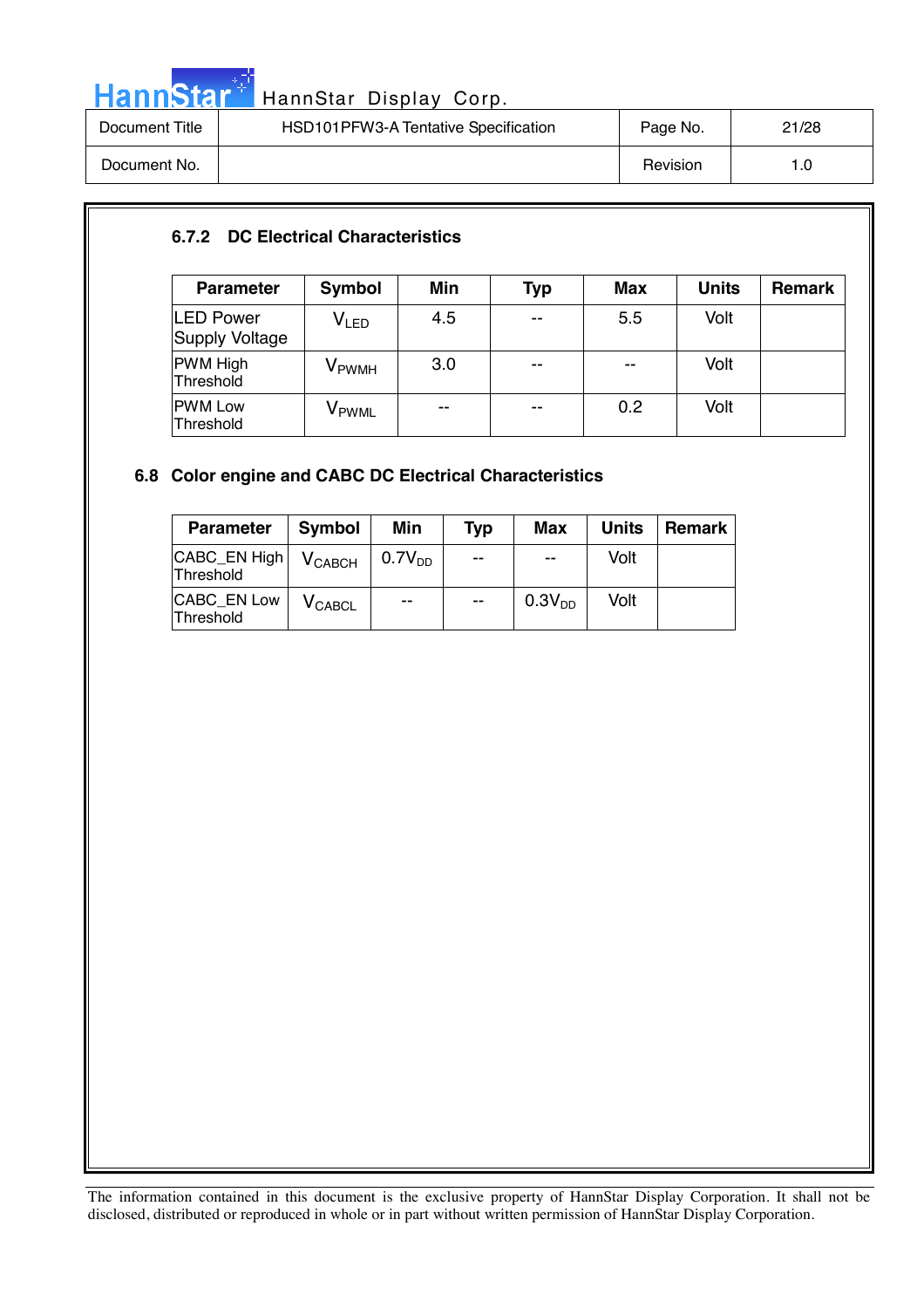### 6.7.2 DC Electrical Characteristics

| Parameter | Symbol | Min | Typ | Max | Units | Remark |
|---|---|---|---|---|---|---|
| LED Power Supply Voltage | $V_{LED}$ | 4.5 | -- | 5.5 | Volt | |
| PWM High Threshold | $V_{PWMH}$ | 3.0 | -- | -- | Volt | |
| PWM Low Threshold | $V_{PWML}$ | -- | -- | 0.2 | Volt | |

## 6.8 Color engine and CABC DC Electrical Characteristics

| Parameter | Symbol | Min | Typ | Max | Units | Remark |
|---|---|---|---|---|---|---|
| CABC_EN High Threshold | $V_{CABCH}$ | $0.7V_{DD}$ | -- | -- | Volt | |
| CABC_EN Low Threshold | $V_{CABCL}$ | -- | -- | $0.3V_{DD}$ | Volt | |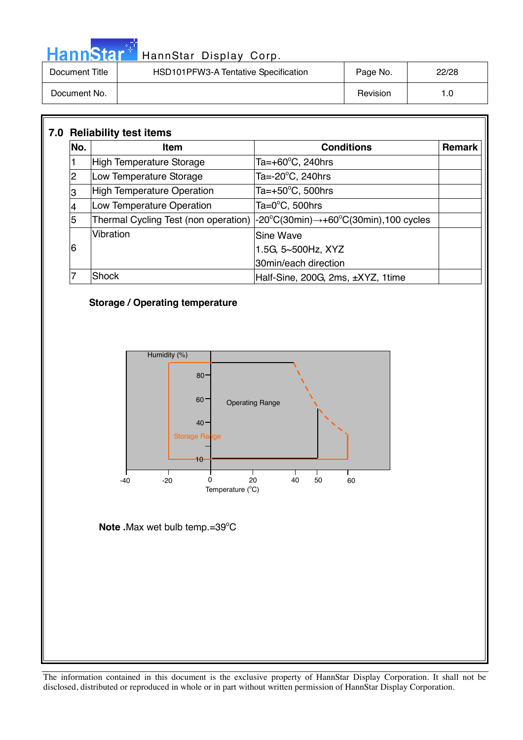## 7.0 Reliability test items

| No. | Item | Conditions | Remark |
|---|---|---|---|
| 1 | High Temperature Storage | Ta=+60°C, 240hrs | |
| 2 | Low Temperature Storage | Ta=-20°C, 240hrs | |
| 3 | High Temperature Operation | Ta=+50°C, 500hrs | |
| 4 | Low Temperature Operation | Ta=0°C, 500hrs | |
| 5 | Thermal Cycling Test (non operation) | -20°C(30min)→+60°C(30min),100 cycles | |
| 6 | Vibration | Sine Wave<br>1.5G, 5~500Hz, XYZ<br>30min/each direction | |
| 7 | Shock | Half-Sine, 200G, 2ms, ±XYZ, 1time | |

**Storage / Operating temperature**

Humidity (%)

80

60

40

10

Operating Range

Storage Range

-40 -20 0 20 40 50 60

Temperature (°C)

**Note .**Max wet bulb temp.=39°C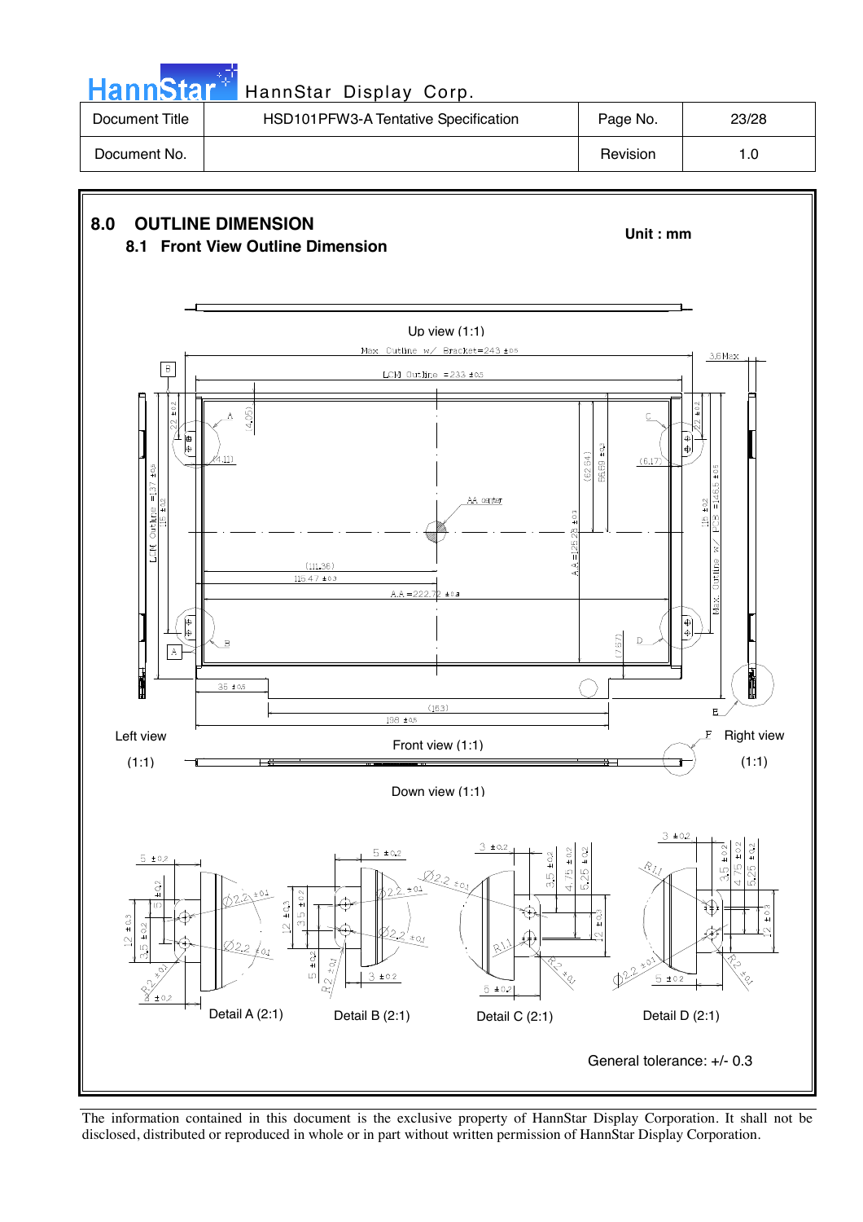## 8.0 OUTLINE DIMENSION

**Unit : mm**

### 8.1 Front View Outline Dimension

Up view (1:1)

Max. Outline w/ Bracket=243 ±0.5

3.6Max

LCM Outline =233 ±0.5

LCM Outline =137 ±0.5

115 ±0.2

22 ±0.2

(4.05)

(4.11)

(62.84)

66.69 ±0.3

(6.17)

AA center

A.A.=125.28 ±0.3

Max. Outline w/ PCB =146.5 ±0.5

(111.36)

115.47 ±0.3

A.A.=222.72 ±0.3

(7.67)

35 ±0.5

(163)

198 ±0.5

Left view (1:1)

Front view (1:1)

Right view (1:1)

Down view (1:1)

Detail A (2:1)

Detail B (2:1)

Detail C (2:1)

Detail D (2:1)

General tolerance: +/- 0.3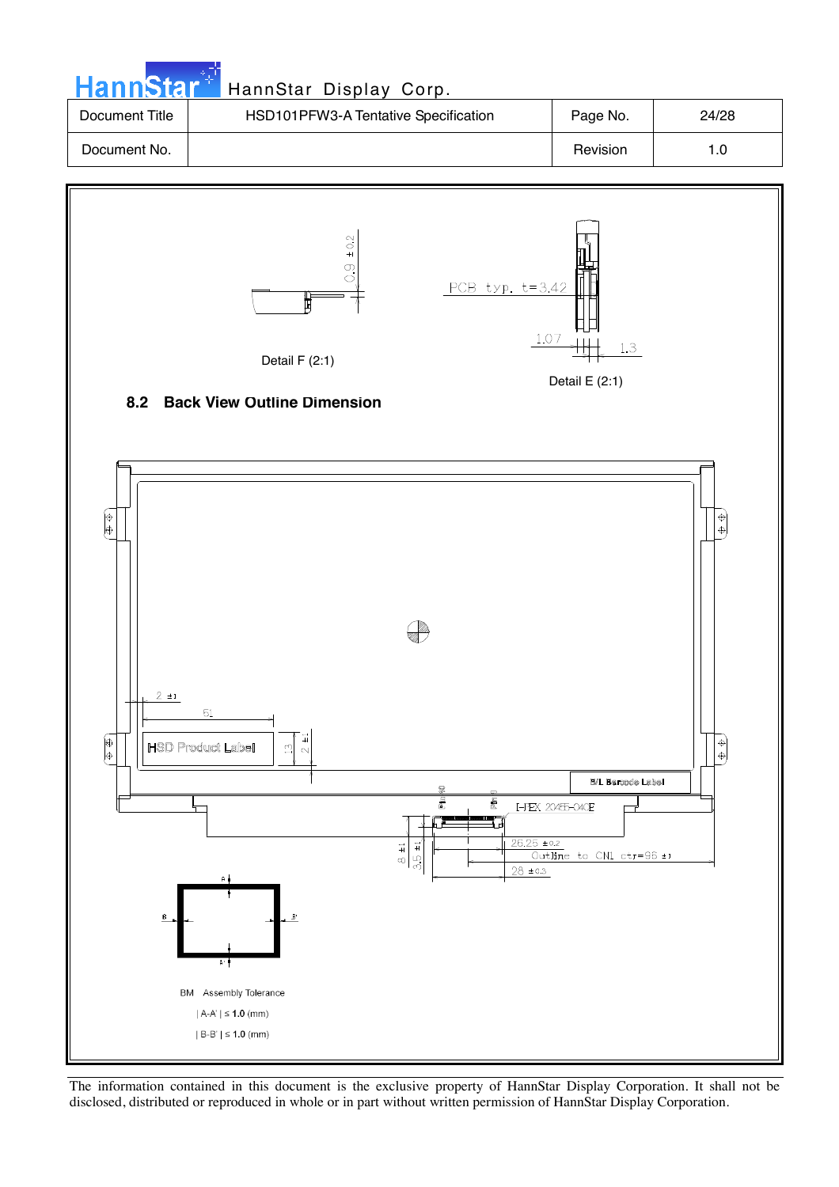Detail F (2:1)

Detail E (2:1)

## 8.2 Back View Outline Dimension

BM Assembly Tolerance

| A-A' | ≤ 1.0 (mm)

| B-B' | ≤ 1.0 (mm)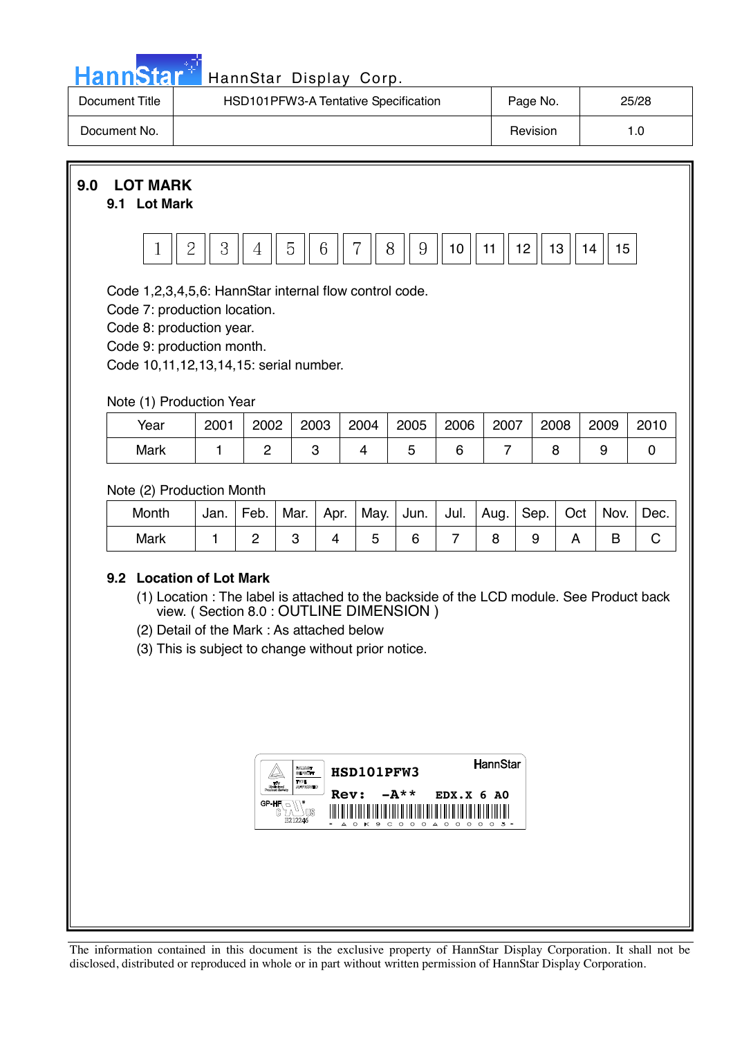## 9.0 LOT MARK

### 9.1 Lot Mark

| 1 | 2 | 3 | 4 | 5 | 6 | 7 | 8 | 9 | 10 | 11 | 12 | 13 | 14 | 15 |
|---|---|---|---|---|---|---|---|---|---|---|---|---|---|---|

Code 1,2,3,4,5,6: HannStar internal flow control code.
Code 7: production location.
Code 8: production year.
Code 9: production month.
Code 10,11,12,13,14,15: serial number.

Note (1) Production Year

| Year | 2001 | 2002 | 2003 | 2004 | 2005 | 2006 | 2007 | 2008 | 2009 | 2010 |
|---|---|---|---|---|---|---|---|---|---|---|
| Mark | 1 | 2 | 3 | 4 | 5 | 6 | 7 | 8 | 9 | 0 |

Note (2) Production Month

| Month | Jan. | Feb. | Mar. | Apr. | May. | Jun. | Jul. | Aug. | Sep. | Oct | Nov. | Dec. |
|---|---|---|---|---|---|---|---|---|---|---|---|---|
| Mark | 1 | 2 | 3 | 4 | 5 | 6 | 7 | 8 | 9 | A | B | C |

### 9.2 Location of Lot Mark

(1) Location : The label is attached to the backside of the LCD module. See Product back view. ( Section 8.0 : OUTLINE DIMENSION )

(2) Detail of the Mark : As attached below

(3) This is subject to change without prior notice.

HSD101PFW3
Rev: -A** EDX.X 6 A0
HannStar
GP-HF E212246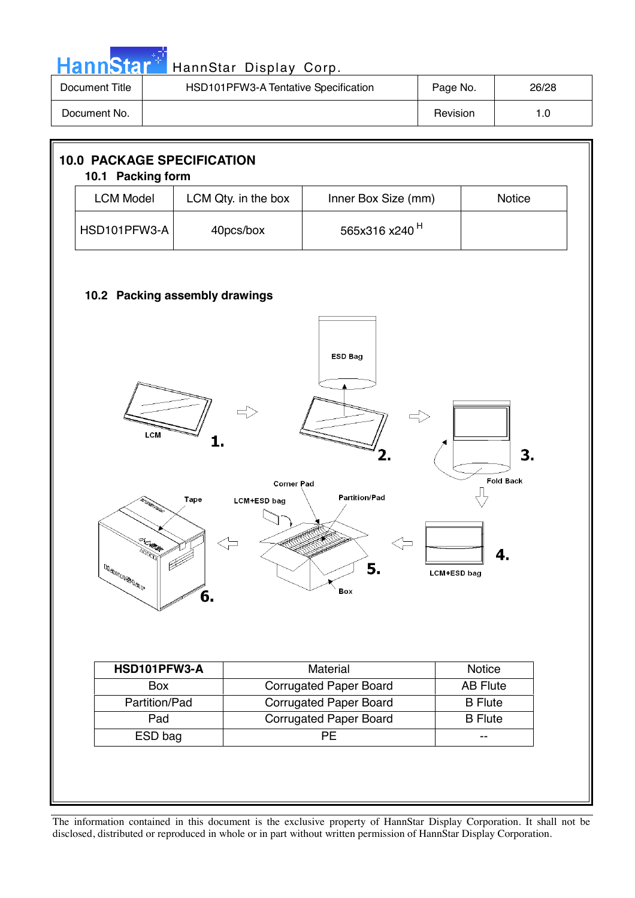## 10.0 PACKAGE SPECIFICATION

### 10.1 Packing form

| LCM Model | LCM Qty. in the box | Inner Box Size (mm) | Notice |
|---|---|---|---|
| HSD101PFW3-A | 40pcs/box | 565x316 x240 H | |

### 10.2 Packing assembly drawings

ESD Bag

LCM 1.

2.

3. Fold Back

Corner Pad

Tape

LCM+ESD bag

Partition/Pad

4. LCM+ESD bag

5. Box

6.

| HSD101PFW3-A | Material | Notice |
|---|---|---|
| Box | Corrugated Paper Board | AB Flute |
| Partition/Pad | Corrugated Paper Board | B Flute |
| Pad | Corrugated Paper Board | B Flute |
| ESD bag | PE | -- |

The information contained in this document is the exclusive property of HannStar Display Corporation. It shall not be disclosed, distributed or reproduced in whole or in part without written permission of HannStar Display Corporation.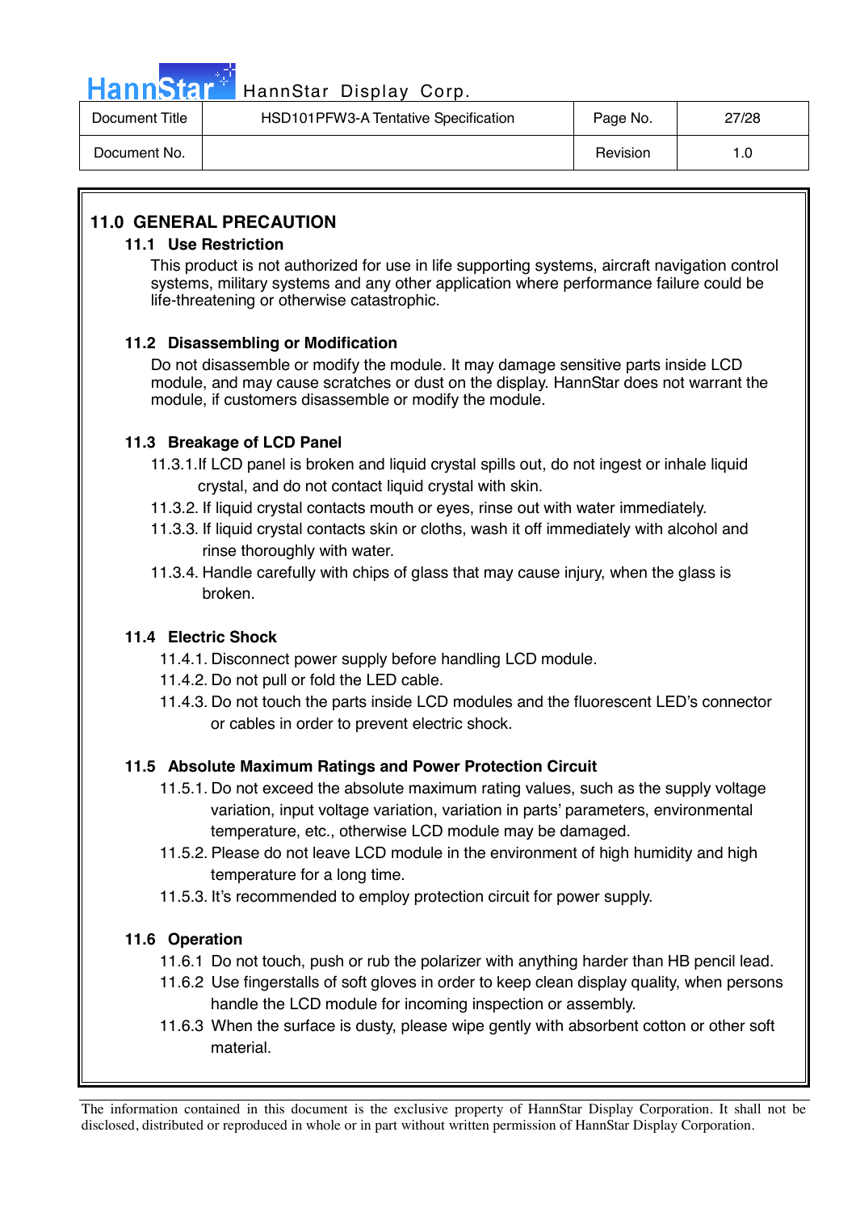## 11.0 GENERAL PRECAUTION

### 11.1 Use Restriction

This product is not authorized for use in life supporting systems, aircraft navigation control systems, military systems and any other application where performance failure could be life-threatening or otherwise catastrophic.

### 11.2 Disassembling or Modification

Do not disassemble or modify the module. It may damage sensitive parts inside LCD module, and may cause scratches or dust on the display. HannStar does not warrant the module, if customers disassemble or modify the module.

### 11.3 Breakage of LCD Panel

11.3.1.If LCD panel is broken and liquid crystal spills out, do not ingest or inhale liquid crystal, and do not contact liquid crystal with skin.

11.3.2. If liquid crystal contacts mouth or eyes, rinse out with water immediately.

11.3.3. If liquid crystal contacts skin or cloths, wash it off immediately with alcohol and rinse thoroughly with water.

11.3.4. Handle carefully with chips of glass that may cause injury, when the glass is broken.

### 11.4 Electric Shock

11.4.1. Disconnect power supply before handling LCD module.

11.4.2. Do not pull or fold the LED cable.

11.4.3. Do not touch the parts inside LCD modules and the fluorescent LED's connector or cables in order to prevent electric shock.

### 11.5 Absolute Maximum Ratings and Power Protection Circuit

11.5.1. Do not exceed the absolute maximum rating values, such as the supply voltage variation, input voltage variation, variation in parts' parameters, environmental temperature, etc., otherwise LCD module may be damaged.

11.5.2. Please do not leave LCD module in the environment of high humidity and high temperature for a long time.

11.5.3. It's recommended to employ protection circuit for power supply.

### 11.6 Operation

11.6.1 Do not touch, push or rub the polarizer with anything harder than HB pencil lead.

11.6.2 Use fingerstalls of soft gloves in order to keep clean display quality, when persons handle the LCD module for incoming inspection or assembly.

11.6.3 When the surface is dusty, please wipe gently with absorbent cotton or other soft material.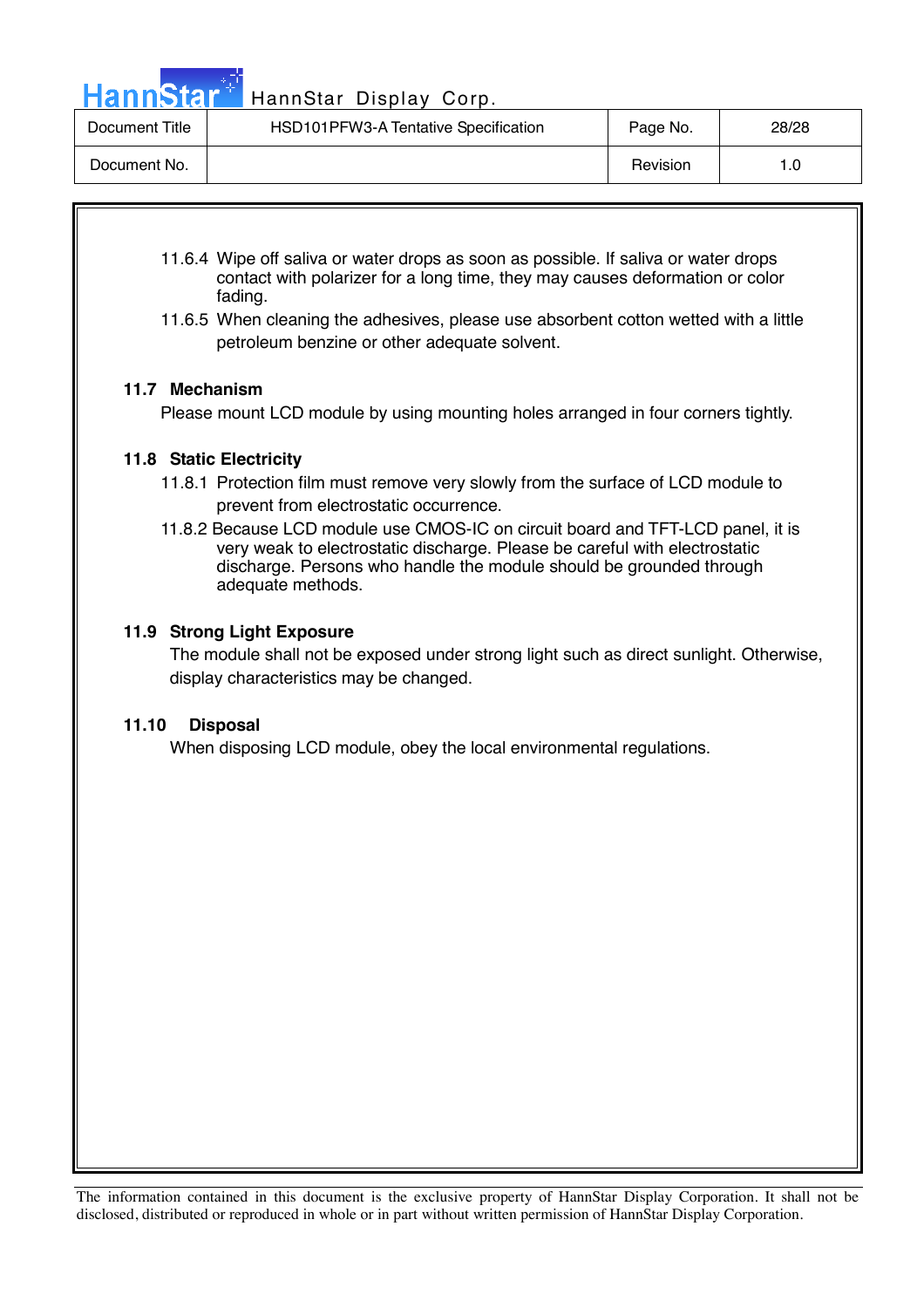11.6.4 Wipe off saliva or water drops as soon as possible. If saliva or water drops contact with polarizer for a long time, they may causes deformation or color fading.

11.6.5 When cleaning the adhesives, please use absorbent cotton wetted with a little petroleum benzine or other adequate solvent.

### 11.7 Mechanism

Please mount LCD module by using mounting holes arranged in four corners tightly.

### 11.8 Static Electricity

11.8.1 Protection film must remove very slowly from the surface of LCD module to prevent from electrostatic occurrence.

11.8.2 Because LCD module use CMOS-IC on circuit board and TFT-LCD panel, it is very weak to electrostatic discharge. Please be careful with electrostatic discharge. Persons who handle the module should be grounded through adequate methods.

### 11.9 Strong Light Exposure

The module shall not be exposed under strong light such as direct sunlight. Otherwise, display characteristics may be changed.

### 11.10 Disposal

When disposing LCD module, obey the local environmental regulations.